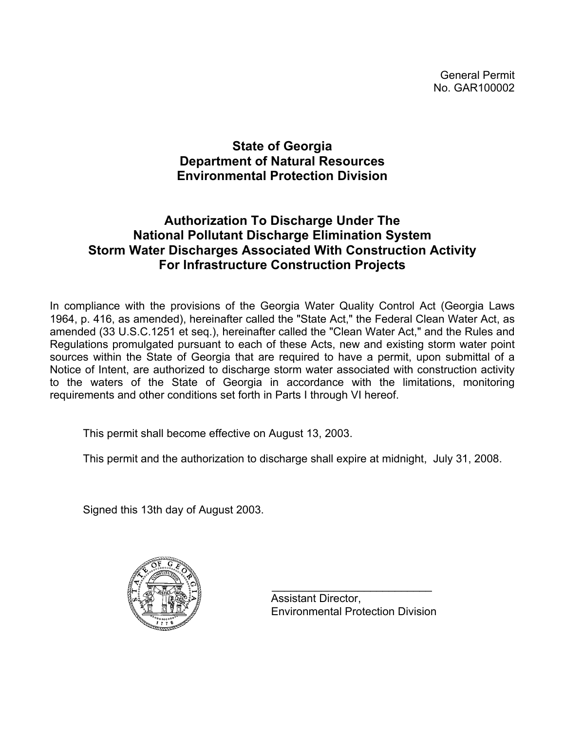General Permit
No. GAR100002

# State of Georgia
# Department of Natural Resources
# Environmental Protection Division

## Authorization To Discharge Under The National Pollutant Discharge Elimination System Storm Water Discharges Associated With Construction Activity For Infrastructure Construction Projects

In compliance with the provisions of the Georgia Water Quality Control Act (Georgia Laws 1964, p. 416, as amended), hereinafter called the "State Act," the Federal Clean Water Act, as amended (33 U.S.C.1251 et seq.), hereinafter called the "Clean Water Act," and the Rules and Regulations promulgated pursuant to each of these Acts, new and existing storm water point sources within the State of Georgia that are required to have a permit, upon submittal of a Notice of Intent, are authorized to discharge storm water associated with construction activity to the waters of the State of Georgia in accordance with the limitations, monitoring requirements and other conditions set forth in Parts I through VI hereof.

This permit shall become effective on August 13, 2003.

This permit and the authorization to discharge shall expire at midnight, July 31, 2008.

Signed this 13th day of August 2003.

___________________________
Assistant Director,
Environmental Protection Division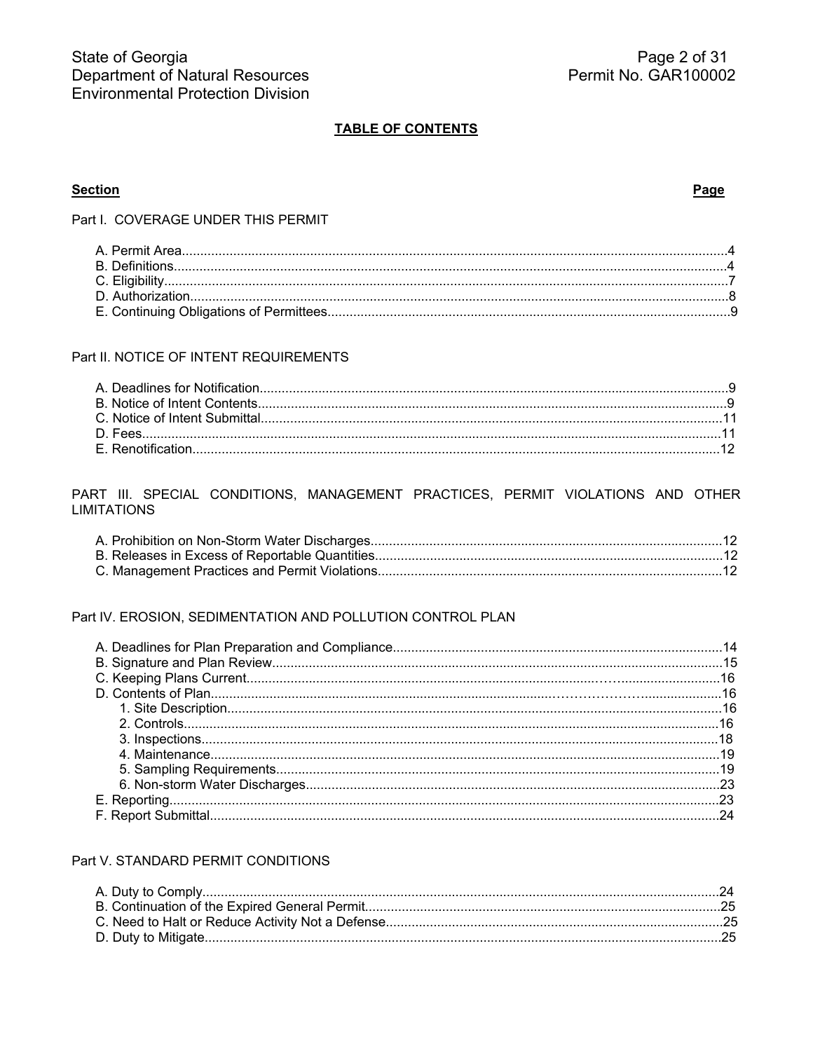## TABLE OF CONTENTS

| Section | Page |
|---|---|
| **Part I. COVERAGE UNDER THIS PERMIT** | |
| A. Permit Area | 4 |
| B. Definitions | 4 |
| C. Eligibility | 7 |
| D. Authorization | 8 |
| E. Continuing Obligations of Permittees | 9 |
| **Part II. NOTICE OF INTENT REQUIREMENTS** | |
| A. Deadlines for Notification | 9 |
| B. Notice of Intent Contents | 9 |
| C. Notice of Intent Submittal | 11 |
| D. Fees | 11 |
| E. Renotification | 12 |
| **PART III. SPECIAL CONDITIONS, MANAGEMENT PRACTICES, PERMIT VIOLATIONS AND OTHER LIMITATIONS** | |
| A. Prohibition on Non-Storm Water Discharges | 12 |
| B. Releases in Excess of Reportable Quantities | 12 |
| C. Management Practices and Permit Violations | 12 |
| **Part IV. EROSION, SEDIMENTATION AND POLLUTION CONTROL PLAN** | |
| A. Deadlines for Plan Preparation and Compliance | 14 |
| B. Signature and Plan Review | 15 |
| C. Keeping Plans Current | 16 |
| D. Contents of Plan | 16 |
| 1. Site Description | 16 |
| 2. Controls | 16 |
| 3. Inspections | 18 |
| 4. Maintenance | 19 |
| 5. Sampling Requirements | 19 |
| 6. Non-storm Water Discharges | 23 |
| E. Reporting | 23 |
| F. Report Submittal | 24 |
| **Part V. STANDARD PERMIT CONDITIONS** | |
| A. Duty to Comply | 24 |
| B. Continuation of the Expired General Permit | 25 |
| C. Need to Halt or Reduce Activity Not a Defense | 25 |
| D. Duty to Mitigate | 25 |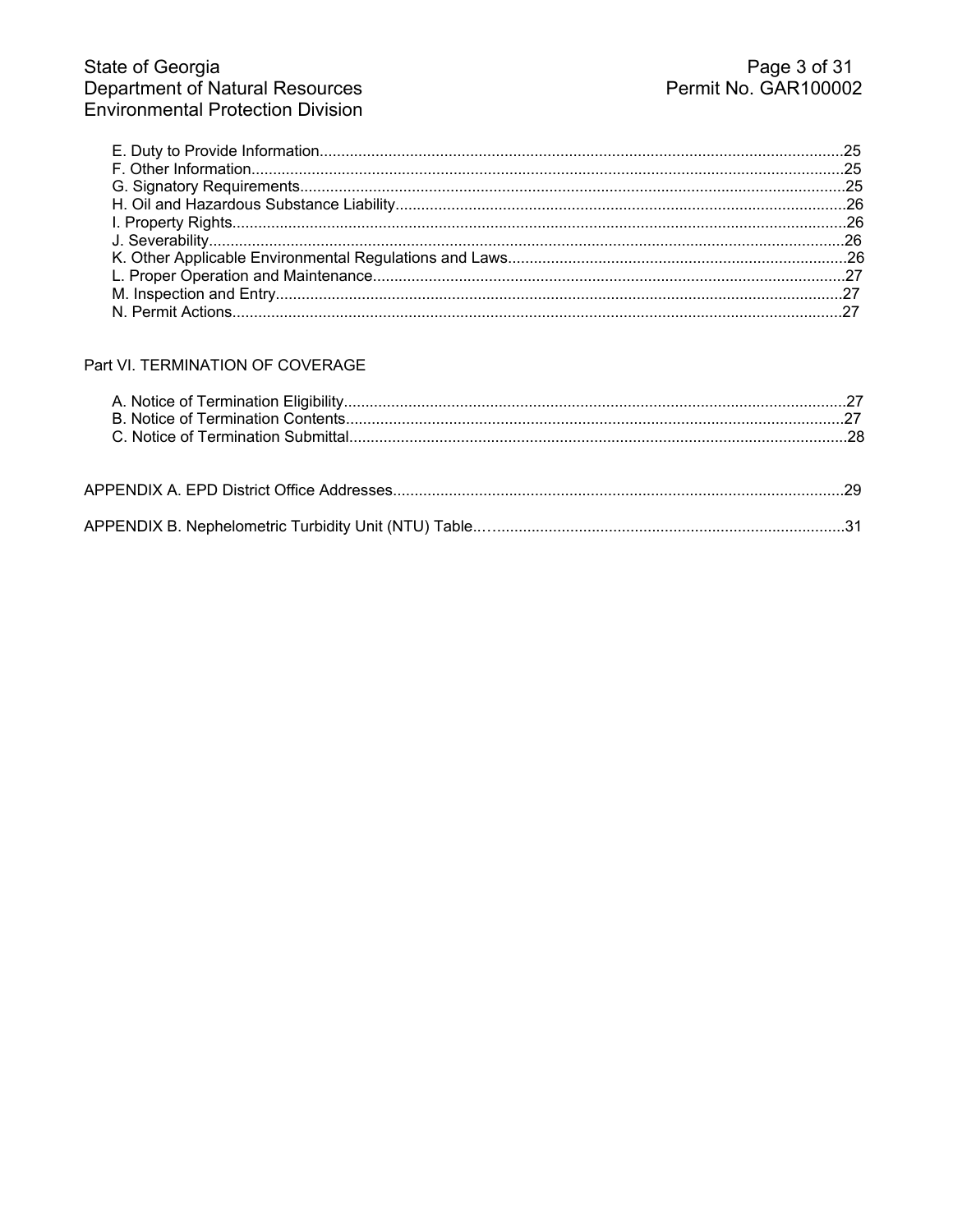E. Duty to Provide Information.........................................................................................................................25
F. Other Information.........................................................................................................................................25
G. Signatory Requirements..............................................................................................................................25
H. Oil and Hazardous Substance Liability........................................................................................................26
I. Property Rights..............................................................................................................................................26
J. Severability...................................................................................................................................................26
K. Other Applicable Environmental Regulations and Laws...............................................................................26
L. Proper Operation and Maintenance.............................................................................................................27
M. Inspection and Entry...................................................................................................................................27
N. Permit Actions.............................................................................................................................................27

Part VI. TERMINATION OF COVERAGE

A. Notice of Termination Eligibility....................................................................................................................27
B. Notice of Termination Contents....................................................................................................................27
C. Notice of Termination Submittal...................................................................................................................28

APPENDIX A. EPD District Office Addresses.........................................................................................................29

APPENDIX B. Nephelometric Turbidity Unit (NTU) Table..…...............................................................................31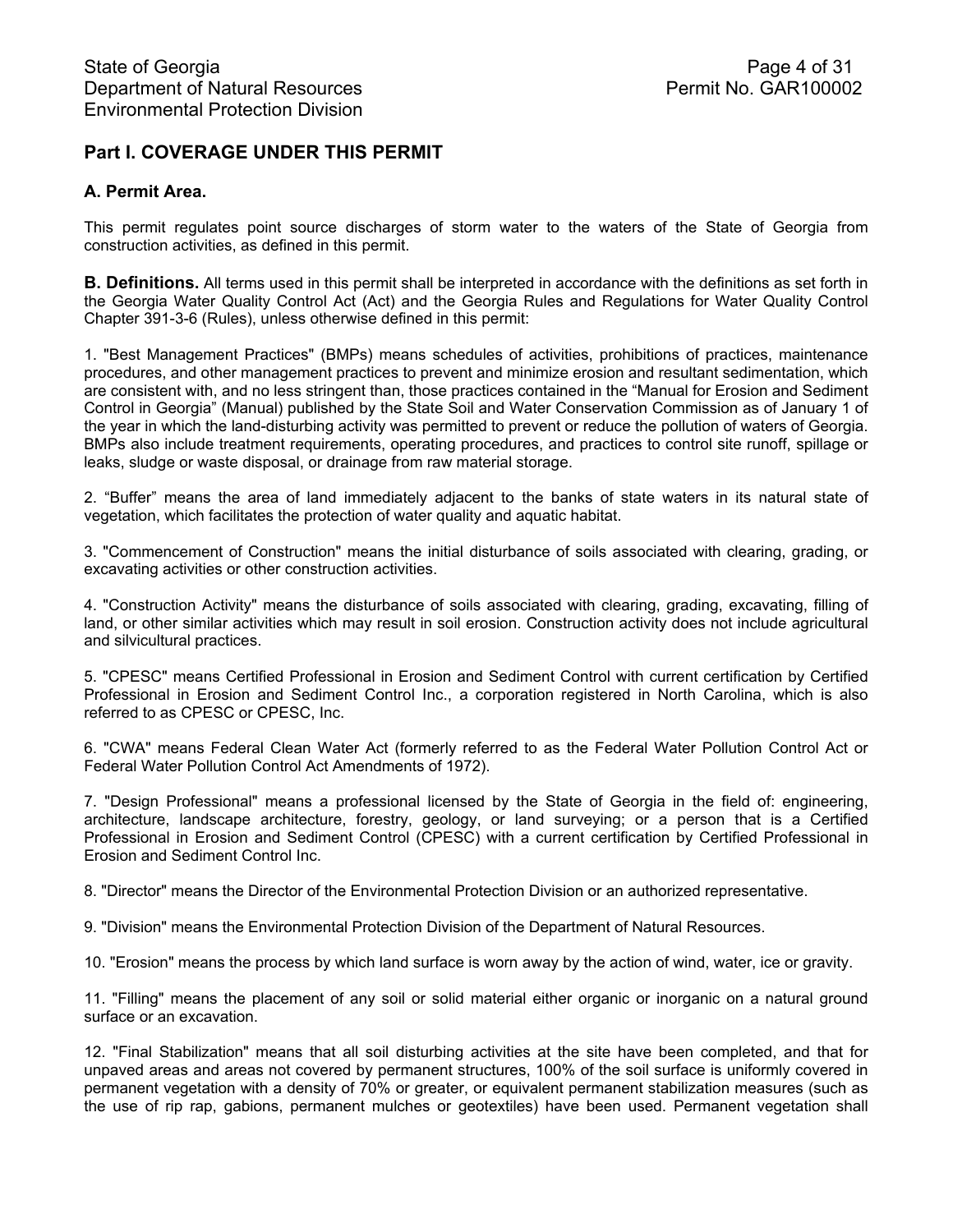## Part I. COVERAGE UNDER THIS PERMIT

### A. Permit Area.

This permit regulates point source discharges of storm water to the waters of the State of Georgia from construction activities, as defined in this permit.

**B. Definitions.** All terms used in this permit shall be interpreted in accordance with the definitions as set forth in the Georgia Water Quality Control Act (Act) and the Georgia Rules and Regulations for Water Quality Control Chapter 391-3-6 (Rules), unless otherwise defined in this permit:

1. "Best Management Practices" (BMPs) means schedules of activities, prohibitions of practices, maintenance procedures, and other management practices to prevent and minimize erosion and resultant sedimentation, which are consistent with, and no less stringent than, those practices contained in the "Manual for Erosion and Sediment Control in Georgia" (Manual) published by the State Soil and Water Conservation Commission as of January 1 of the year in which the land-disturbing activity was permitted to prevent or reduce the pollution of waters of Georgia. BMPs also include treatment requirements, operating procedures, and practices to control site runoff, spillage or leaks, sludge or waste disposal, or drainage from raw material storage.

2. "Buffer" means the area of land immediately adjacent to the banks of state waters in its natural state of vegetation, which facilitates the protection of water quality and aquatic habitat.

3. "Commencement of Construction" means the initial disturbance of soils associated with clearing, grading, or excavating activities or other construction activities.

4. "Construction Activity" means the disturbance of soils associated with clearing, grading, excavating, filling of land, or other similar activities which may result in soil erosion. Construction activity does not include agricultural and silvicultural practices.

5. "CPESC" means Certified Professional in Erosion and Sediment Control with current certification by Certified Professional in Erosion and Sediment Control Inc., a corporation registered in North Carolina, which is also referred to as CPESC or CPESC, Inc.

6. "CWA" means Federal Clean Water Act (formerly referred to as the Federal Water Pollution Control Act or Federal Water Pollution Control Act Amendments of 1972).

7. "Design Professional" means a professional licensed by the State of Georgia in the field of: engineering, architecture, landscape architecture, forestry, geology, or land surveying; or a person that is a Certified Professional in Erosion and Sediment Control (CPESC) with a current certification by Certified Professional in Erosion and Sediment Control Inc.

8. "Director" means the Director of the Environmental Protection Division or an authorized representative.

9. "Division" means the Environmental Protection Division of the Department of Natural Resources.

10. "Erosion" means the process by which land surface is worn away by the action of wind, water, ice or gravity.

11. "Filling" means the placement of any soil or solid material either organic or inorganic on a natural ground surface or an excavation.

12. "Final Stabilization" means that all soil disturbing activities at the site have been completed, and that for unpaved areas and areas not covered by permanent structures, 100% of the soil surface is uniformly covered in permanent vegetation with a density of 70% or greater, or equivalent permanent stabilization measures (such as the use of rip rap, gabions, permanent mulches or geotextiles) have been used. Permanent vegetation shall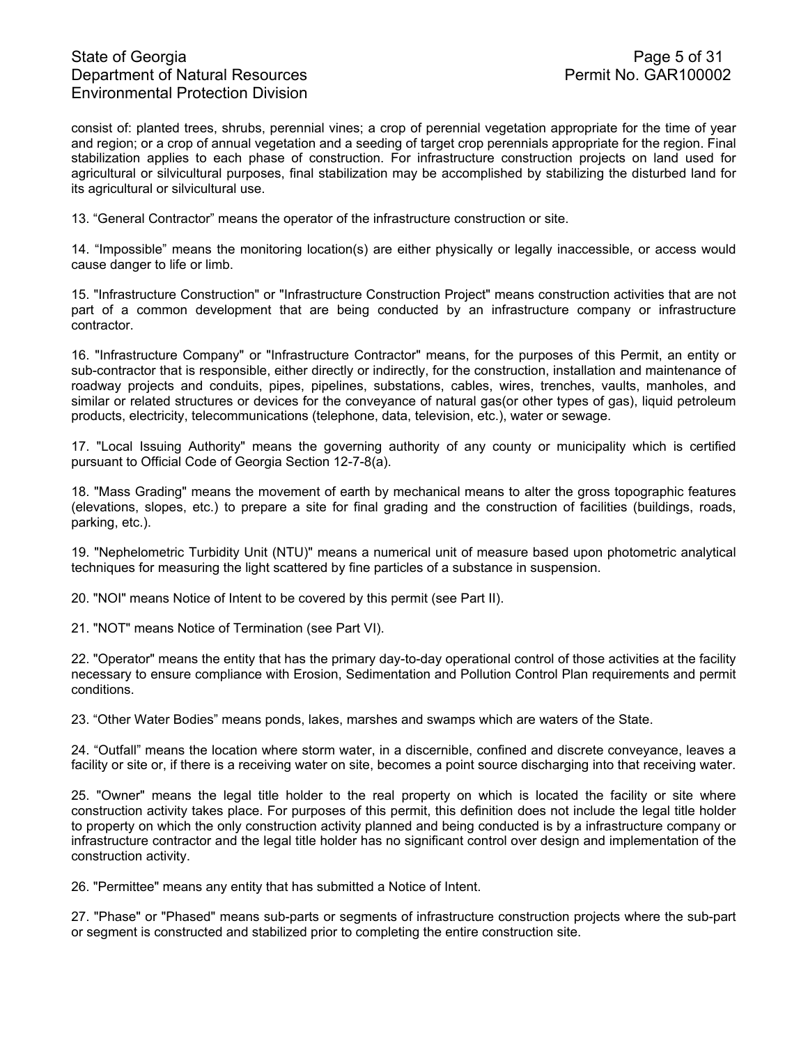consist of: planted trees, shrubs, perennial vines; a crop of perennial vegetation appropriate for the time of year and region; or a crop of annual vegetation and a seeding of target crop perennials appropriate for the region. Final stabilization applies to each phase of construction. For infrastructure construction projects on land used for agricultural or silvicultural purposes, final stabilization may be accomplished by stabilizing the disturbed land for its agricultural or silvicultural use.

13. “General Contractor” means the operator of the infrastructure construction or site.

14. “Impossible” means the monitoring location(s) are either physically or legally inaccessible, or access would cause danger to life or limb.

15. "Infrastructure Construction" or "Infrastructure Construction Project" means construction activities that are not part of a common development that are being conducted by an infrastructure company or infrastructure contractor.

16. "Infrastructure Company" or "Infrastructure Contractor" means, for the purposes of this Permit, an entity or sub-contractor that is responsible, either directly or indirectly, for the construction, installation and maintenance of roadway projects and conduits, pipes, pipelines, substations, cables, wires, trenches, vaults, manholes, and similar or related structures or devices for the conveyance of natural gas(or other types of gas), liquid petroleum products, electricity, telecommunications (telephone, data, television, etc.), water or sewage.

17. "Local Issuing Authority" means the governing authority of any county or municipality which is certified pursuant to Official Code of Georgia Section 12-7-8(a).

18. "Mass Grading" means the movement of earth by mechanical means to alter the gross topographic features (elevations, slopes, etc.) to prepare a site for final grading and the construction of facilities (buildings, roads, parking, etc.).

19. "Nephelometric Turbidity Unit (NTU)" means a numerical unit of measure based upon photometric analytical techniques for measuring the light scattered by fine particles of a substance in suspension.

20. "NOI" means Notice of Intent to be covered by this permit (see Part II).

21. "NOT" means Notice of Termination (see Part VI).

22. "Operator" means the entity that has the primary day-to-day operational control of those activities at the facility necessary to ensure compliance with Erosion, Sedimentation and Pollution Control Plan requirements and permit conditions.

23. “Other Water Bodies” means ponds, lakes, marshes and swamps which are waters of the State.

24. “Outfall” means the location where storm water, in a discernible, confined and discrete conveyance, leaves a facility or site or, if there is a receiving water on site, becomes a point source discharging into that receiving water.

25. "Owner" means the legal title holder to the real property on which is located the facility or site where construction activity takes place. For purposes of this permit, this definition does not include the legal title holder to property on which the only construction activity planned and being conducted is by a infrastructure company or infrastructure contractor and the legal title holder has no significant control over design and implementation of the construction activity.

26. "Permittee" means any entity that has submitted a Notice of Intent.

27. "Phase" or "Phased" means sub-parts or segments of infrastructure construction projects where the sub-part or segment is constructed and stabilized prior to completing the entire construction site.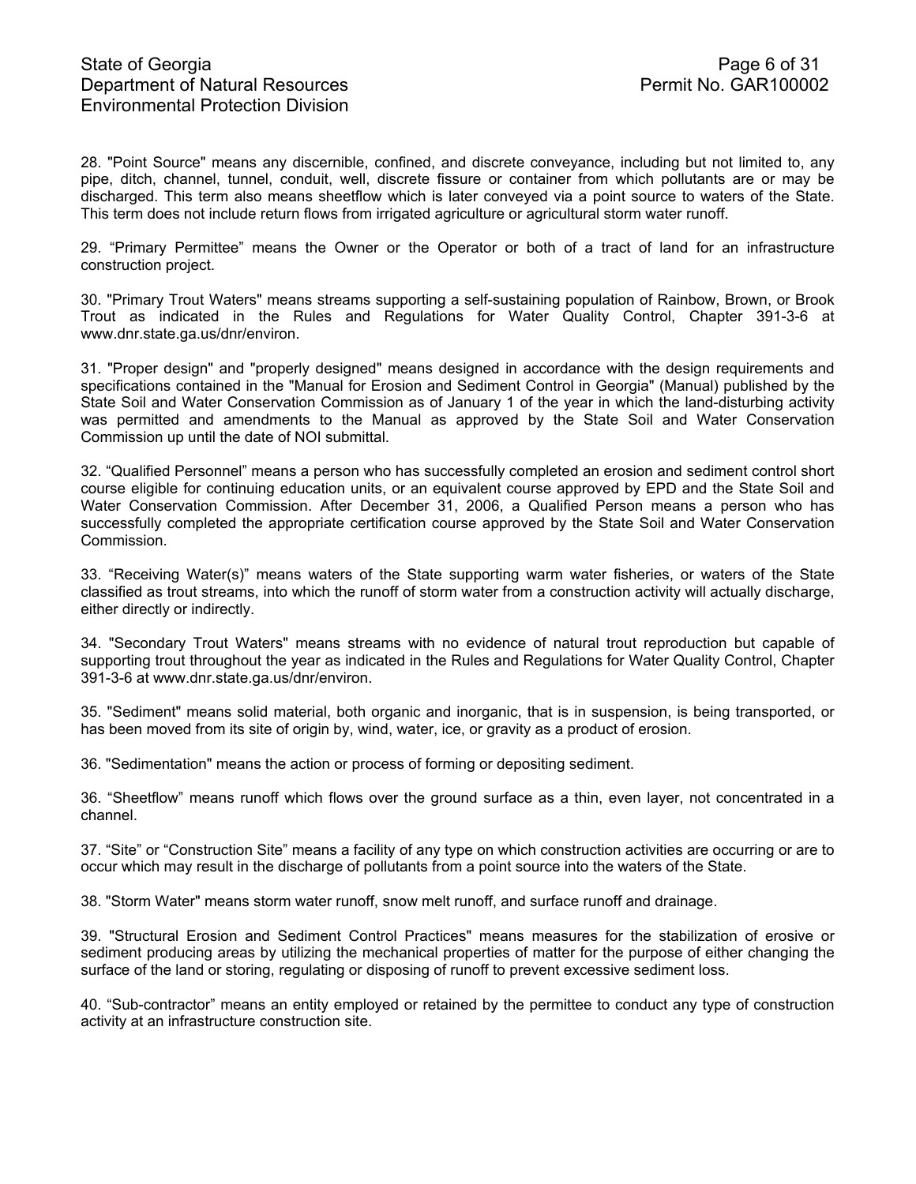28. "Point Source" means any discernible, confined, and discrete conveyance, including but not limited to, any pipe, ditch, channel, tunnel, conduit, well, discrete fissure or container from which pollutants are or may be discharged. This term also means sheetflow which is later conveyed via a point source to waters of the State. This term does not include return flows from irrigated agriculture or agricultural storm water runoff.

29. "Primary Permittee" means the Owner or the Operator or both of a tract of land for an infrastructure construction project.

30. "Primary Trout Waters" means streams supporting a self-sustaining population of Rainbow, Brown, or Brook Trout as indicated in the Rules and Regulations for Water Quality Control, Chapter 391-3-6 at www.dnr.state.ga.us/dnr/environ.

31. "Proper design" and "properly designed" means designed in accordance with the design requirements and specifications contained in the "Manual for Erosion and Sediment Control in Georgia" (Manual) published by the State Soil and Water Conservation Commission as of January 1 of the year in which the land-disturbing activity was permitted and amendments to the Manual as approved by the State Soil and Water Conservation Commission up until the date of NOI submittal.

32. "Qualified Personnel" means a person who has successfully completed an erosion and sediment control short course eligible for continuing education units, or an equivalent course approved by EPD and the State Soil and Water Conservation Commission. After December 31, 2006, a Qualified Person means a person who has successfully completed the appropriate certification course approved by the State Soil and Water Conservation Commission.

33. "Receiving Water(s)" means waters of the State supporting warm water fisheries, or waters of the State classified as trout streams, into which the runoff of storm water from a construction activity will actually discharge, either directly or indirectly.

34. "Secondary Trout Waters" means streams with no evidence of natural trout reproduction but capable of supporting trout throughout the year as indicated in the Rules and Regulations for Water Quality Control, Chapter 391-3-6 at www.dnr.state.ga.us/dnr/environ.

35. "Sediment" means solid material, both organic and inorganic, that is in suspension, is being transported, or has been moved from its site of origin by, wind, water, ice, or gravity as a product of erosion.

36. "Sedimentation" means the action or process of forming or depositing sediment.

36. "Sheetflow" means runoff which flows over the ground surface as a thin, even layer, not concentrated in a channel.

37. "Site" or "Construction Site" means a facility of any type on which construction activities are occurring or are to occur which may result in the discharge of pollutants from a point source into the waters of the State.

38. "Storm Water" means storm water runoff, snow melt runoff, and surface runoff and drainage.

39. "Structural Erosion and Sediment Control Practices" means measures for the stabilization of erosive or sediment producing areas by utilizing the mechanical properties of matter for the purpose of either changing the surface of the land or storing, regulating or disposing of runoff to prevent excessive sediment loss.

40. "Sub-contractor" means an entity employed or retained by the permittee to conduct any type of construction activity at an infrastructure construction site.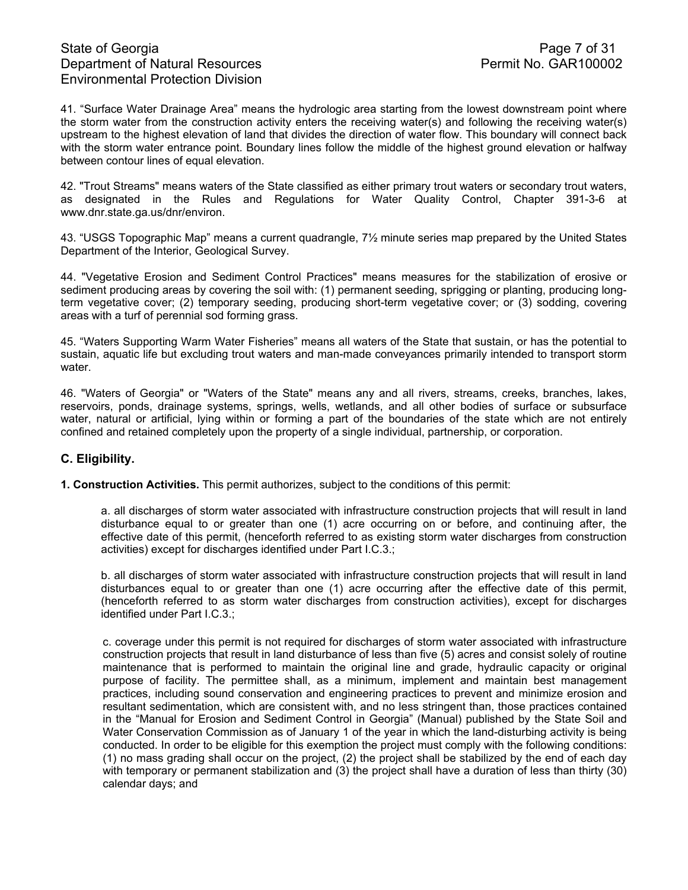41. “Surface Water Drainage Area” means the hydrologic area starting from the lowest downstream point where the storm water from the construction activity enters the receiving water(s) and following the receiving water(s) upstream to the highest elevation of land that divides the direction of water flow. This boundary will connect back with the storm water entrance point. Boundary lines follow the middle of the highest ground elevation or halfway between contour lines of equal elevation.

42. "Trout Streams" means waters of the State classified as either primary trout waters or secondary trout waters, as designated in the Rules and Regulations for Water Quality Control, Chapter 391-3-6 at www.dnr.state.ga.us/dnr/environ.

43. “USGS Topographic Map” means a current quadrangle, 7½ minute series map prepared by the United States Department of the Interior, Geological Survey.

44. "Vegetative Erosion and Sediment Control Practices" means measures for the stabilization of erosive or sediment producing areas by covering the soil with: (1) permanent seeding, sprigging or planting, producing long-term vegetative cover; (2) temporary seeding, producing short-term vegetative cover; or (3) sodding, covering areas with a turf of perennial sod forming grass.

45. “Waters Supporting Warm Water Fisheries” means all waters of the State that sustain, or has the potential to sustain, aquatic life but excluding trout waters and man-made conveyances primarily intended to transport storm water.

46. "Waters of Georgia" or "Waters of the State" means any and all rivers, streams, creeks, branches, lakes, reservoirs, ponds, drainage systems, springs, wells, wetlands, and all other bodies of surface or subsurface water, natural or artificial, lying within or forming a part of the boundaries of the state which are not entirely confined and retained completely upon the property of a single individual, partnership, or corporation.

## C. Eligibility.

**1. Construction Activities.** This permit authorizes, subject to the conditions of this permit:

a. all discharges of storm water associated with infrastructure construction projects that will result in land disturbance equal to or greater than one (1) acre occurring on or before, and continuing after, the effective date of this permit, (henceforth referred to as existing storm water discharges from construction activities) except for discharges identified under Part I.C.3.;

b. all discharges of storm water associated with infrastructure construction projects that will result in land disturbances equal to or greater than one (1) acre occurring after the effective date of this permit, (henceforth referred to as storm water discharges from construction activities), except for discharges identified under Part I.C.3.;

c. coverage under this permit is not required for discharges of storm water associated with infrastructure construction projects that result in land disturbance of less than five (5) acres and consist solely of routine maintenance that is performed to maintain the original line and grade, hydraulic capacity or original purpose of facility. The permittee shall, as a minimum, implement and maintain best management practices, including sound conservation and engineering practices to prevent and minimize erosion and resultant sedimentation, which are consistent with, and no less stringent than, those practices contained in the “Manual for Erosion and Sediment Control in Georgia” (Manual) published by the State Soil and Water Conservation Commission as of January 1 of the year in which the land-disturbing activity is being conducted. In order to be eligible for this exemption the project must comply with the following conditions: (1) no mass grading shall occur on the project, (2) the project shall be stabilized by the end of each day with temporary or permanent stabilization and (3) the project shall have a duration of less than thirty (30) calendar days; and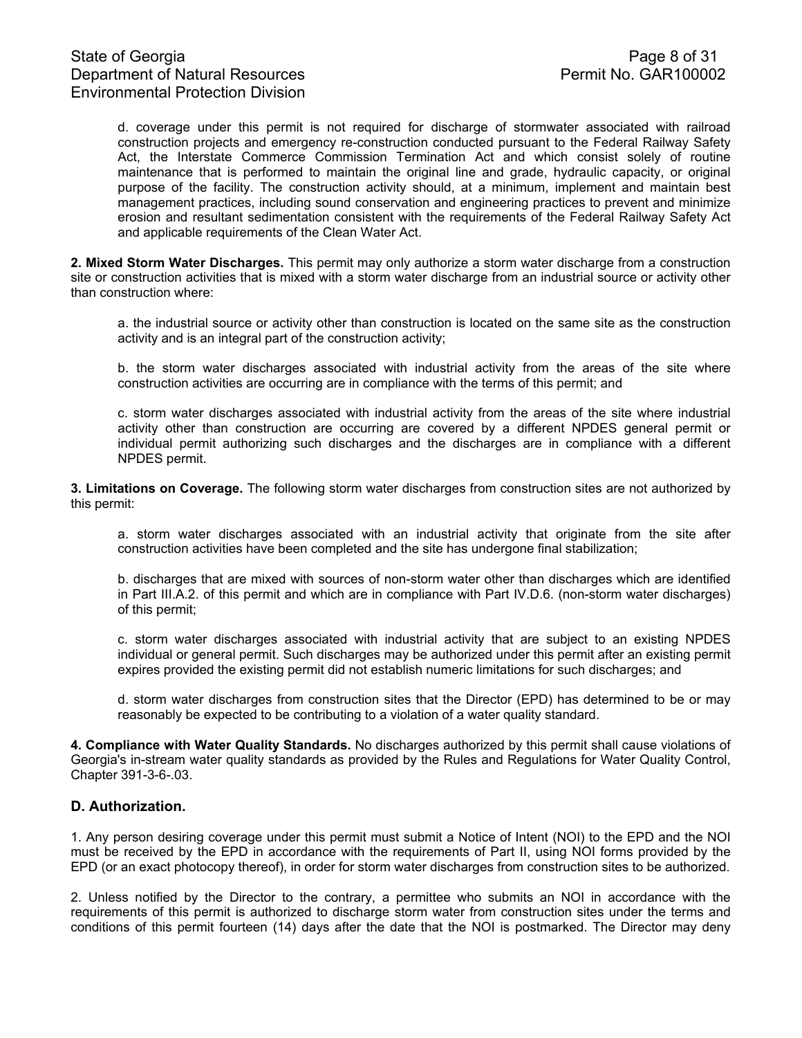d. coverage under this permit is not required for discharge of stormwater associated with railroad construction projects and emergency re-construction conducted pursuant to the Federal Railway Safety Act, the Interstate Commerce Commission Termination Act and which consist solely of routine maintenance that is performed to maintain the original line and grade, hydraulic capacity, or original purpose of the facility. The construction activity should, at a minimum, implement and maintain best management practices, including sound conservation and engineering practices to prevent and minimize erosion and resultant sedimentation consistent with the requirements of the Federal Railway Safety Act and applicable requirements of the Clean Water Act.

**2. Mixed Storm Water Discharges.** This permit may only authorize a storm water discharge from a construction site or construction activities that is mixed with a storm water discharge from an industrial source or activity other than construction where:

a. the industrial source or activity other than construction is located on the same site as the construction activity and is an integral part of the construction activity;

b. the storm water discharges associated with industrial activity from the areas of the site where construction activities are occurring are in compliance with the terms of this permit; and

c. storm water discharges associated with industrial activity from the areas of the site where industrial activity other than construction are occurring are covered by a different NPDES general permit or individual permit authorizing such discharges and the discharges are in compliance with a different NPDES permit.

**3. Limitations on Coverage.** The following storm water discharges from construction sites are not authorized by this permit:

a. storm water discharges associated with an industrial activity that originate from the site after construction activities have been completed and the site has undergone final stabilization;

b. discharges that are mixed with sources of non-storm water other than discharges which are identified in Part III.A.2. of this permit and which are in compliance with Part IV.D.6. (non-storm water discharges) of this permit;

c. storm water discharges associated with industrial activity that are subject to an existing NPDES individual or general permit. Such discharges may be authorized under this permit after an existing permit expires provided the existing permit did not establish numeric limitations for such discharges; and

d. storm water discharges from construction sites that the Director (EPD) has determined to be or may reasonably be expected to be contributing to a violation of a water quality standard.

**4. Compliance with Water Quality Standards.** No discharges authorized by this permit shall cause violations of Georgia's in-stream water quality standards as provided by the Rules and Regulations for Water Quality Control, Chapter 391-3-6-.03.

## D. Authorization.

1. Any person desiring coverage under this permit must submit a Notice of Intent (NOI) to the EPD and the NOI must be received by the EPD in accordance with the requirements of Part II, using NOI forms provided by the EPD (or an exact photocopy thereof), in order for storm water discharges from construction sites to be authorized.

2. Unless notified by the Director to the contrary, a permittee who submits an NOI in accordance with the requirements of this permit is authorized to discharge storm water from construction sites under the terms and conditions of this permit fourteen (14) days after the date that the NOI is postmarked. The Director may deny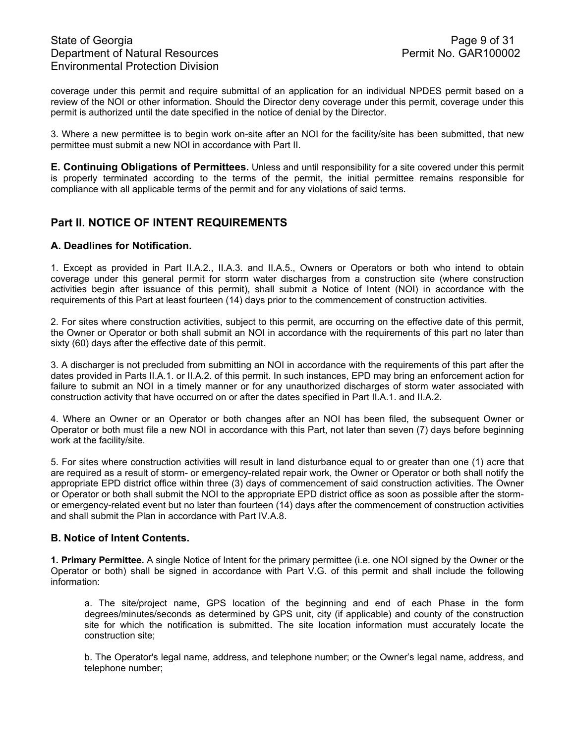coverage under this permit and require submittal of an application for an individual NPDES permit based on a review of the NOI or other information. Should the Director deny coverage under this permit, coverage under this permit is authorized until the date specified in the notice of denial by the Director.

3. Where a new permittee is to begin work on-site after an NOI for the facility/site has been submitted, that new permittee must submit a new NOI in accordance with Part II.

**E. Continuing Obligations of Permittees.** Unless and until responsibility for a site covered under this permit is properly terminated according to the terms of the permit, the initial permittee remains responsible for compliance with all applicable terms of the permit and for any violations of said terms.

## Part II. NOTICE OF INTENT REQUIREMENTS

### A. Deadlines for Notification.

1. Except as provided in Part II.A.2., II.A.3. and II.A.5., Owners or Operators or both who intend to obtain coverage under this general permit for storm water discharges from a construction site (where construction activities begin after issuance of this permit), shall submit a Notice of Intent (NOI) in accordance with the requirements of this Part at least fourteen (14) days prior to the commencement of construction activities.

2. For sites where construction activities, subject to this permit, are occurring on the effective date of this permit, the Owner or Operator or both shall submit an NOI in accordance with the requirements of this part no later than sixty (60) days after the effective date of this permit.

3. A discharger is not precluded from submitting an NOI in accordance with the requirements of this part after the dates provided in Parts II.A.1. or II.A.2. of this permit. In such instances, EPD may bring an enforcement action for failure to submit an NOI in a timely manner or for any unauthorized discharges of storm water associated with construction activity that have occurred on or after the dates specified in Part II.A.1. and II.A.2.

4. Where an Owner or an Operator or both changes after an NOI has been filed, the subsequent Owner or Operator or both must file a new NOI in accordance with this Part, not later than seven (7) days before beginning work at the facility/site.

5. For sites where construction activities will result in land disturbance equal to or greater than one (1) acre that are required as a result of storm- or emergency-related repair work, the Owner or Operator or both shall notify the appropriate EPD district office within three (3) days of commencement of said construction activities. The Owner or Operator or both shall submit the NOI to the appropriate EPD district office as soon as possible after the storm- or emergency-related event but no later than fourteen (14) days after the commencement of construction activities and shall submit the Plan in accordance with Part IV.A.8.

### B. Notice of Intent Contents.

**1. Primary Permittee.** A single Notice of Intent for the primary permittee (i.e. one NOI signed by the Owner or the Operator or both) shall be signed in accordance with Part V.G. of this permit and shall include the following information:

a. The site/project name, GPS location of the beginning and end of each Phase in the form degrees/minutes/seconds as determined by GPS unit, city (if applicable) and county of the construction site for which the notification is submitted. The site location information must accurately locate the construction site;

b. The Operator's legal name, address, and telephone number; or the Owner's legal name, address, and telephone number;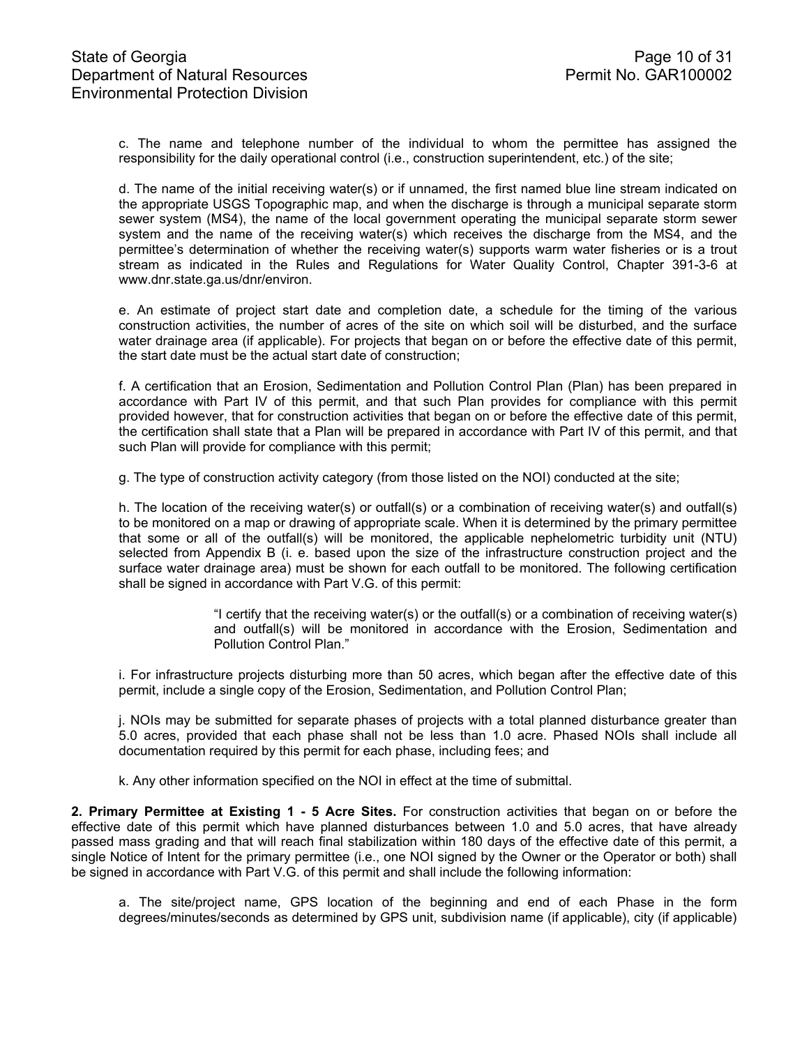c. The name and telephone number of the individual to whom the permittee has assigned the responsibility for the daily operational control (i.e., construction superintendent, etc.) of the site;

d. The name of the initial receiving water(s) or if unnamed, the first named blue line stream indicated on the appropriate USGS Topographic map, and when the discharge is through a municipal separate storm sewer system (MS4), the name of the local government operating the municipal separate storm sewer system and the name of the receiving water(s) which receives the discharge from the MS4, and the permittee's determination of whether the receiving water(s) supports warm water fisheries or is a trout stream as indicated in the Rules and Regulations for Water Quality Control, Chapter 391-3-6 at www.dnr.state.ga.us/dnr/environ.

e. An estimate of project start date and completion date, a schedule for the timing of the various construction activities, the number of acres of the site on which soil will be disturbed, and the surface water drainage area (if applicable). For projects that began on or before the effective date of this permit, the start date must be the actual start date of construction;

f. A certification that an Erosion, Sedimentation and Pollution Control Plan (Plan) has been prepared in accordance with Part IV of this permit, and that such Plan provides for compliance with this permit provided however, that for construction activities that began on or before the effective date of this permit, the certification shall state that a Plan will be prepared in accordance with Part IV of this permit, and that such Plan will provide for compliance with this permit;

g. The type of construction activity category (from those listed on the NOI) conducted at the site;

h. The location of the receiving water(s) or outfall(s) or a combination of receiving water(s) and outfall(s) to be monitored on a map or drawing of appropriate scale. When it is determined by the primary permittee that some or all of the outfall(s) will be monitored, the applicable nephelometric turbidity unit (NTU) selected from Appendix B (i. e. based upon the size of the infrastructure construction project and the surface water drainage area) must be shown for each outfall to be monitored. The following certification shall be signed in accordance with Part V.G. of this permit:

> "I certify that the receiving water(s) or the outfall(s) or a combination of receiving water(s) and outfall(s) will be monitored in accordance with the Erosion, Sedimentation and Pollution Control Plan."

i. For infrastructure projects disturbing more than 50 acres, which began after the effective date of this permit, include a single copy of the Erosion, Sedimentation, and Pollution Control Plan;

j. NOIs may be submitted for separate phases of projects with a total planned disturbance greater than 5.0 acres, provided that each phase shall not be less than 1.0 acre. Phased NOIs shall include all documentation required by this permit for each phase, including fees; and

k. Any other information specified on the NOI in effect at the time of submittal.

**2. Primary Permittee at Existing 1 - 5 Acre Sites.** For construction activities that began on or before the effective date of this permit which have planned disturbances between 1.0 and 5.0 acres, that have already passed mass grading and that will reach final stabilization within 180 days of the effective date of this permit, a single Notice of Intent for the primary permittee (i.e., one NOI signed by the Owner or the Operator or both) shall be signed in accordance with Part V.G. of this permit and shall include the following information:

a. The site/project name, GPS location of the beginning and end of each Phase in the form degrees/minutes/seconds as determined by GPS unit, subdivision name (if applicable), city (if applicable)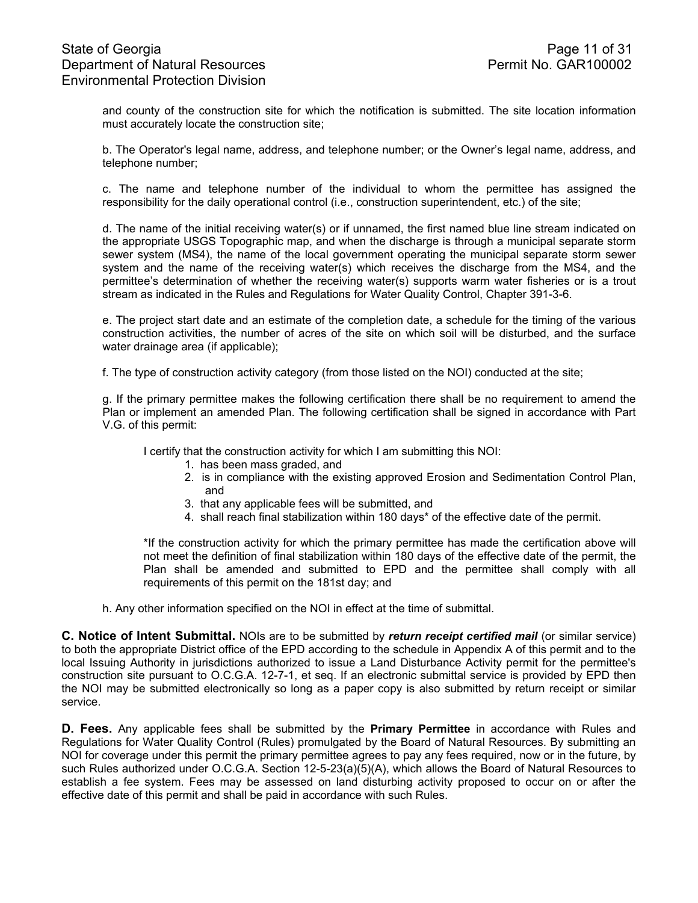and county of the construction site for which the notification is submitted. The site location information must accurately locate the construction site;

b. The Operator's legal name, address, and telephone number; or the Owner's legal name, address, and telephone number;

c. The name and telephone number of the individual to whom the permittee has assigned the responsibility for the daily operational control (i.e., construction superintendent, etc.) of the site;

d. The name of the initial receiving water(s) or if unnamed, the first named blue line stream indicated on the appropriate USGS Topographic map, and when the discharge is through a municipal separate storm sewer system (MS4), the name of the local government operating the municipal separate storm sewer system and the name of the receiving water(s) which receives the discharge from the MS4, and the permittee's determination of whether the receiving water(s) supports warm water fisheries or is a trout stream as indicated in the Rules and Regulations for Water Quality Control, Chapter 391-3-6.

e. The project start date and an estimate of the completion date, a schedule for the timing of the various construction activities, the number of acres of the site on which soil will be disturbed, and the surface water drainage area (if applicable);

f. The type of construction activity category (from those listed on the NOI) conducted at the site;

g. If the primary permittee makes the following certification there shall be no requirement to amend the Plan or implement an amended Plan. The following certification shall be signed in accordance with Part V.G. of this permit:

> I certify that the construction activity for which I am submitting this NOI:
> 1. has been mass graded, and
> 2. is in compliance with the existing approved Erosion and Sedimentation Control Plan, and
> 3. that any applicable fees will be submitted, and
> 4. shall reach final stabilization within 180 days* of the effective date of the permit.
>
> *If the construction activity for which the primary permittee has made the certification above will not meet the definition of final stabilization within 180 days of the effective date of the permit, the Plan shall be amended and submitted to EPD and the permittee shall comply with all requirements of this permit on the 181st day; and

h. Any other information specified on the NOI in effect at the time of submittal.

**C. Notice of Intent Submittal.** NOIs are to be submitted by ***return receipt certified mail*** (or similar service) to both the appropriate District office of the EPD according to the schedule in Appendix A of this permit and to the local Issuing Authority in jurisdictions authorized to issue a Land Disturbance Activity permit for the permittee's construction site pursuant to O.C.G.A. 12-7-1, et seq. If an electronic submittal service is provided by EPD then the NOI may be submitted electronically so long as a paper copy is also submitted by return receipt or similar service.

**D. Fees.** Any applicable fees shall be submitted by the **Primary Permittee** in accordance with Rules and Regulations for Water Quality Control (Rules) promulgated by the Board of Natural Resources. By submitting an NOI for coverage under this permit the primary permittee agrees to pay any fees required, now or in the future, by such Rules authorized under O.C.G.A. Section 12-5-23(a)(5)(A), which allows the Board of Natural Resources to establish a fee system. Fees may be assessed on land disturbing activity proposed to occur on or after the effective date of this permit and shall be paid in accordance with such Rules.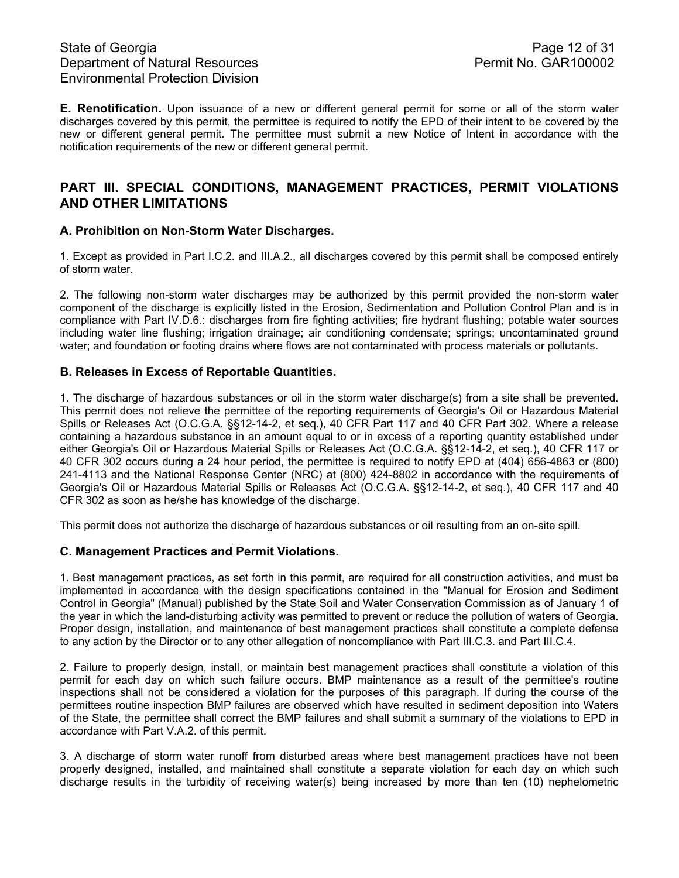**E. Renotification.** Upon issuance of a new or different general permit for some or all of the storm water discharges covered by this permit, the permittee is required to notify the EPD of their intent to be covered by the new or different general permit. The permittee must submit a new Notice of Intent in accordance with the notification requirements of the new or different general permit.

## PART III. SPECIAL CONDITIONS, MANAGEMENT PRACTICES, PERMIT VIOLATIONS AND OTHER LIMITATIONS

### A. Prohibition on Non-Storm Water Discharges.

1. Except as provided in Part I.C.2. and III.A.2., all discharges covered by this permit shall be composed entirely of storm water.

2. The following non-storm water discharges may be authorized by this permit provided the non-storm water component of the discharge is explicitly listed in the Erosion, Sedimentation and Pollution Control Plan and is in compliance with Part IV.D.6.: discharges from fire fighting activities; fire hydrant flushing; potable water sources including water line flushing; irrigation drainage; air conditioning condensate; springs; uncontaminated ground water; and foundation or footing drains where flows are not contaminated with process materials or pollutants.

### B. Releases in Excess of Reportable Quantities.

1. The discharge of hazardous substances or oil in the storm water discharge(s) from a site shall be prevented. This permit does not relieve the permittee of the reporting requirements of Georgia's Oil or Hazardous Material Spills or Releases Act (O.C.G.A. §§12-14-2, et seq.), 40 CFR Part 117 and 40 CFR Part 302. Where a release containing a hazardous substance in an amount equal to or in excess of a reporting quantity established under either Georgia's Oil or Hazardous Material Spills or Releases Act (O.C.G.A. §§12-14-2, et seq.), 40 CFR 117 or 40 CFR 302 occurs during a 24 hour period, the permittee is required to notify EPD at (404) 656-4863 or (800) 241-4113 and the National Response Center (NRC) at (800) 424-8802 in accordance with the requirements of Georgia's Oil or Hazardous Material Spills or Releases Act (O.C.G.A. §§12-14-2, et seq.), 40 CFR 117 and 40 CFR 302 as soon as he/she has knowledge of the discharge.

This permit does not authorize the discharge of hazardous substances or oil resulting from an on-site spill.

### C. Management Practices and Permit Violations.

1. Best management practices, as set forth in this permit, are required for all construction activities, and must be implemented in accordance with the design specifications contained in the "Manual for Erosion and Sediment Control in Georgia" (Manual) published by the State Soil and Water Conservation Commission as of January 1 of the year in which the land-disturbing activity was permitted to prevent or reduce the pollution of waters of Georgia. Proper design, installation, and maintenance of best management practices shall constitute a complete defense to any action by the Director or to any other allegation of noncompliance with Part III.C.3. and Part III.C.4.

2. Failure to properly design, install, or maintain best management practices shall constitute a violation of this permit for each day on which such failure occurs. BMP maintenance as a result of the permittee's routine inspections shall not be considered a violation for the purposes of this paragraph. If during the course of the permittees routine inspection BMP failures are observed which have resulted in sediment deposition into Waters of the State, the permittee shall correct the BMP failures and shall submit a summary of the violations to EPD in accordance with Part V.A.2. of this permit.

3. A discharge of storm water runoff from disturbed areas where best management practices have not been properly designed, installed, and maintained shall constitute a separate violation for each day on which such discharge results in the turbidity of receiving water(s) being increased by more than ten (10) nephelometric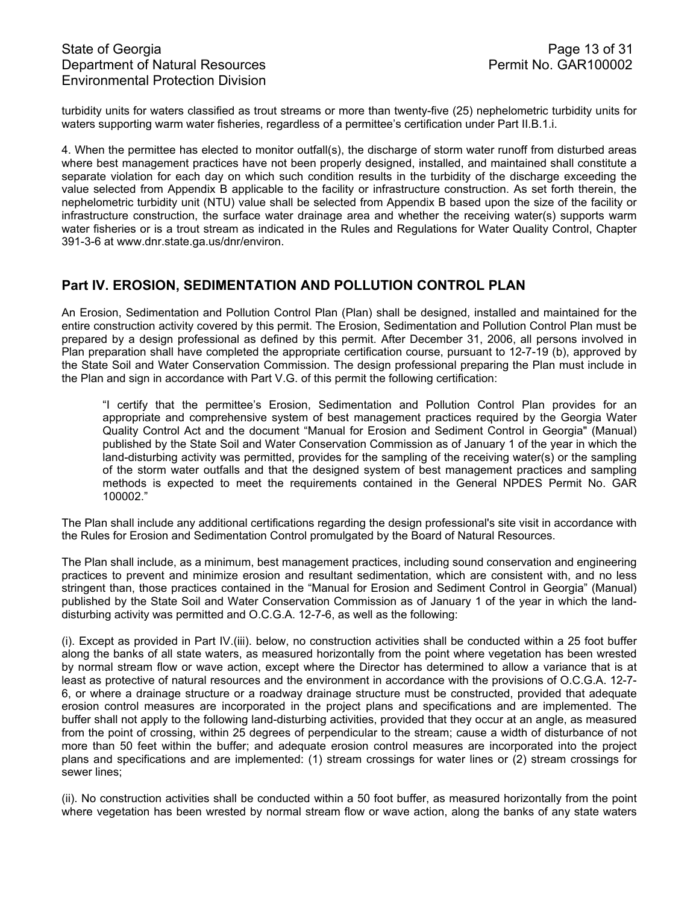turbidity units for waters classified as trout streams or more than twenty-five (25) nephelometric turbidity units for waters supporting warm water fisheries, regardless of a permittee's certification under Part II.B.1.i.

4. When the permittee has elected to monitor outfall(s), the discharge of storm water runoff from disturbed areas where best management practices have not been properly designed, installed, and maintained shall constitute a separate violation for each day on which such condition results in the turbidity of the discharge exceeding the value selected from Appendix B applicable to the facility or infrastructure construction. As set forth therein, the nephelometric turbidity unit (NTU) value shall be selected from Appendix B based upon the size of the facility or infrastructure construction, the surface water drainage area and whether the receiving water(s) supports warm water fisheries or is a trout stream as indicated in the Rules and Regulations for Water Quality Control, Chapter 391-3-6 at www.dnr.state.ga.us/dnr/environ.

## Part IV. EROSION, SEDIMENTATION AND POLLUTION CONTROL PLAN

An Erosion, Sedimentation and Pollution Control Plan (Plan) shall be designed, installed and maintained for the entire construction activity covered by this permit. The Erosion, Sedimentation and Pollution Control Plan must be prepared by a design professional as defined by this permit. After December 31, 2006, all persons involved in Plan preparation shall have completed the appropriate certification course, pursuant to 12-7-19 (b), approved by the State Soil and Water Conservation Commission. The design professional preparing the Plan must include in the Plan and sign in accordance with Part V.G. of this permit the following certification:

> "I certify that the permittee's Erosion, Sedimentation and Pollution Control Plan provides for an appropriate and comprehensive system of best management practices required by the Georgia Water Quality Control Act and the document "Manual for Erosion and Sediment Control in Georgia" (Manual) published by the State Soil and Water Conservation Commission as of January 1 of the year in which the land-disturbing activity was permitted, provides for the sampling of the receiving water(s) or the sampling of the storm water outfalls and that the designed system of best management practices and sampling methods is expected to meet the requirements contained in the General NPDES Permit No. GAR 100002."

The Plan shall include any additional certifications regarding the design professional's site visit in accordance with the Rules for Erosion and Sedimentation Control promulgated by the Board of Natural Resources.

The Plan shall include, as a minimum, best management practices, including sound conservation and engineering practices to prevent and minimize erosion and resultant sedimentation, which are consistent with, and no less stringent than, those practices contained in the "Manual for Erosion and Sediment Control in Georgia" (Manual) published by the State Soil and Water Conservation Commission as of January 1 of the year in which the land-disturbing activity was permitted and O.C.G.A. 12-7-6, as well as the following:

(i). Except as provided in Part IV.(iii). below, no construction activities shall be conducted within a 25 foot buffer along the banks of all state waters, as measured horizontally from the point where vegetation has been wrested by normal stream flow or wave action, except where the Director has determined to allow a variance that is at least as protective of natural resources and the environment in accordance with the provisions of O.C.G.A. 12-7-6, or where a drainage structure or a roadway drainage structure must be constructed, provided that adequate erosion control measures are incorporated in the project plans and specifications and are implemented. The buffer shall not apply to the following land-disturbing activities, provided that they occur at an angle, as measured from the point of crossing, within 25 degrees of perpendicular to the stream; cause a width of disturbance of not more than 50 feet within the buffer; and adequate erosion control measures are incorporated into the project plans and specifications and are implemented: (1) stream crossings for water lines or (2) stream crossings for sewer lines;

(ii). No construction activities shall be conducted within a 50 foot buffer, as measured horizontally from the point where vegetation has been wrested by normal stream flow or wave action, along the banks of any state waters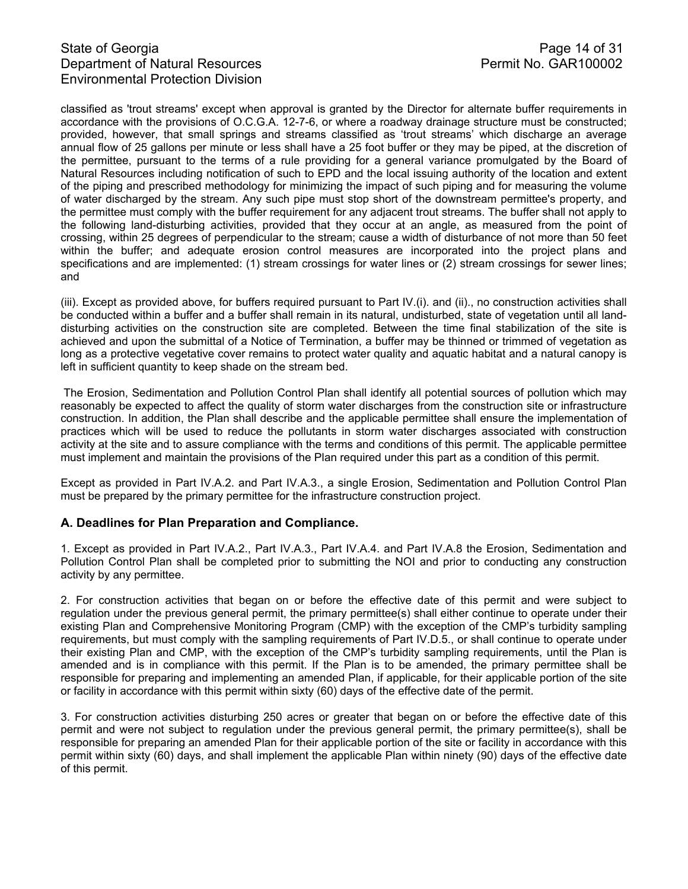classified as 'trout streams' except when approval is granted by the Director for alternate buffer requirements in accordance with the provisions of O.C.G.A. 12-7-6, or where a roadway drainage structure must be constructed; provided, however, that small springs and streams classified as 'trout streams' which discharge an average annual flow of 25 gallons per minute or less shall have a 25 foot buffer or they may be piped, at the discretion of the permittee, pursuant to the terms of a rule providing for a general variance promulgated by the Board of Natural Resources including notification of such to EPD and the local issuing authority of the location and extent of the piping and prescribed methodology for minimizing the impact of such piping and for measuring the volume of water discharged by the stream. Any such pipe must stop short of the downstream permittee's property, and the permittee must comply with the buffer requirement for any adjacent trout streams. The buffer shall not apply to the following land-disturbing activities, provided that they occur at an angle, as measured from the point of crossing, within 25 degrees of perpendicular to the stream; cause a width of disturbance of not more than 50 feet within the buffer; and adequate erosion control measures are incorporated into the project plans and specifications and are implemented: (1) stream crossings for water lines or (2) stream crossings for sewer lines; and

(iii). Except as provided above, for buffers required pursuant to Part IV.(i). and (ii)., no construction activities shall be conducted within a buffer and a buffer shall remain in its natural, undisturbed, state of vegetation until all land-disturbing activities on the construction site are completed. Between the time final stabilization of the site is achieved and upon the submittal of a Notice of Termination, a buffer may be thinned or trimmed of vegetation as long as a protective vegetative cover remains to protect water quality and aquatic habitat and a natural canopy is left in sufficient quantity to keep shade on the stream bed.

The Erosion, Sedimentation and Pollution Control Plan shall identify all potential sources of pollution which may reasonably be expected to affect the quality of storm water discharges from the construction site or infrastructure construction. In addition, the Plan shall describe and the applicable permittee shall ensure the implementation of practices which will be used to reduce the pollutants in storm water discharges associated with construction activity at the site and to assure compliance with the terms and conditions of this permit. The applicable permittee must implement and maintain the provisions of the Plan required under this part as a condition of this permit.

Except as provided in Part IV.A.2. and Part IV.A.3., a single Erosion, Sedimentation and Pollution Control Plan must be prepared by the primary permittee for the infrastructure construction project.

### A. Deadlines for Plan Preparation and Compliance.

1. Except as provided in Part IV.A.2., Part IV.A.3., Part IV.A.4. and Part IV.A.8 the Erosion, Sedimentation and Pollution Control Plan shall be completed prior to submitting the NOI and prior to conducting any construction activity by any permittee.

2. For construction activities that began on or before the effective date of this permit and were subject to regulation under the previous general permit, the primary permittee(s) shall either continue to operate under their existing Plan and Comprehensive Monitoring Program (CMP) with the exception of the CMP's turbidity sampling requirements, but must comply with the sampling requirements of Part IV.D.5., or shall continue to operate under their existing Plan and CMP, with the exception of the CMP's turbidity sampling requirements, until the Plan is amended and is in compliance with this permit. If the Plan is to be amended, the primary permittee shall be responsible for preparing and implementing an amended Plan, if applicable, for their applicable portion of the site or facility in accordance with this permit within sixty (60) days of the effective date of the permit.

3. For construction activities disturbing 250 acres or greater that began on or before the effective date of this permit and were not subject to regulation under the previous general permit, the primary permittee(s), shall be responsible for preparing an amended Plan for their applicable portion of the site or facility in accordance with this permit within sixty (60) days, and shall implement the applicable Plan within ninety (90) days of the effective date of this permit.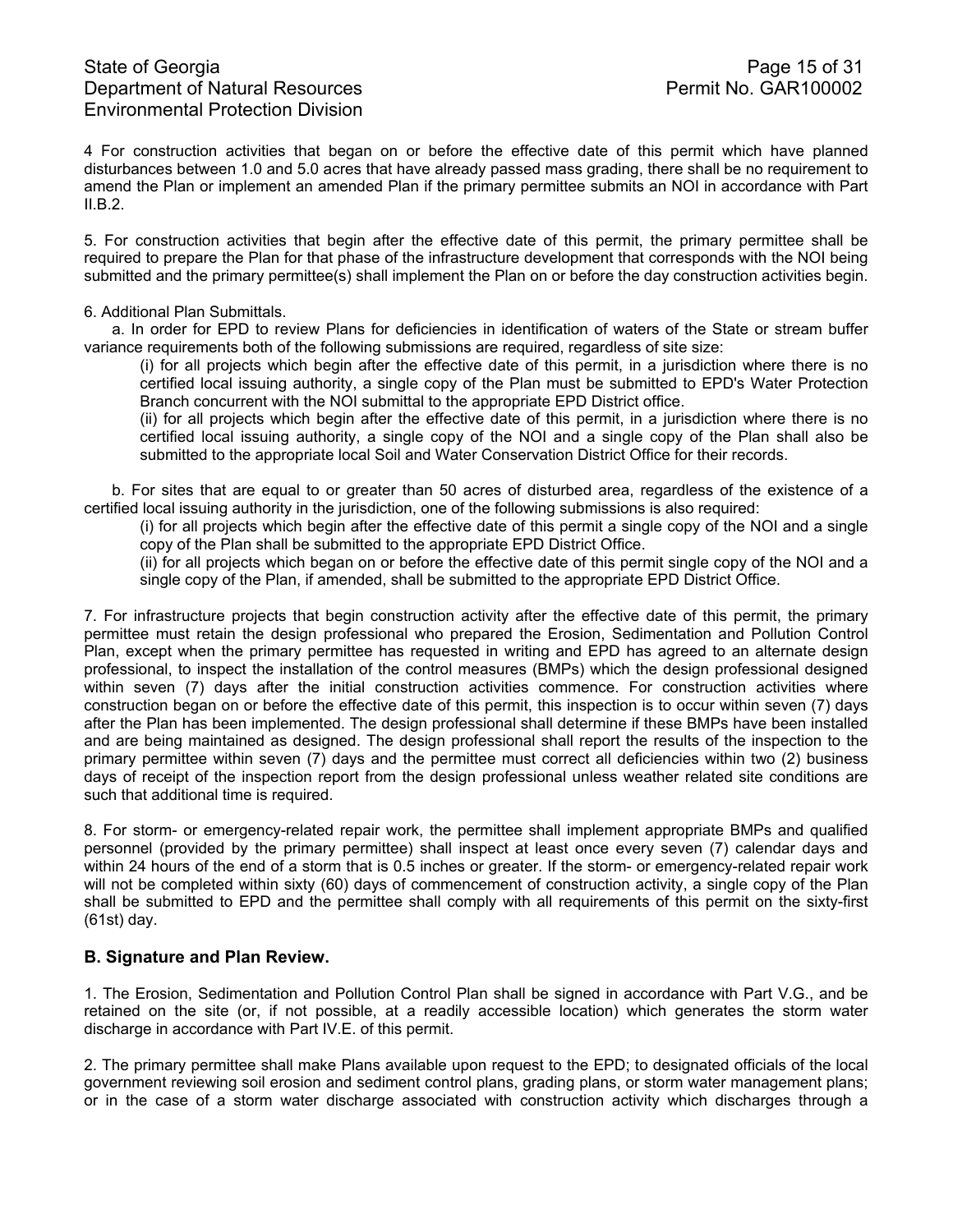4 For construction activities that began on or before the effective date of this permit which have planned disturbances between 1.0 and 5.0 acres that have already passed mass grading, there shall be no requirement to amend the Plan or implement an amended Plan if the primary permittee submits an NOI in accordance with Part II.B.2.

5. For construction activities that begin after the effective date of this permit, the primary permittee shall be required to prepare the Plan for that phase of the infrastructure development that corresponds with the NOI being submitted and the primary permittee(s) shall implement the Plan on or before the day construction activities begin.

6. Additional Plan Submittals.

a. In order for EPD to review Plans for deficiencies in identification of waters of the State or stream buffer variance requirements both of the following submissions are required, regardless of site size:

(i) for all projects which begin after the effective date of this permit, in a jurisdiction where there is no certified local issuing authority, a single copy of the Plan must be submitted to EPD's Water Protection Branch concurrent with the NOI submittal to the appropriate EPD District office.

(ii) for all projects which begin after the effective date of this permit, in a jurisdiction where there is no certified local issuing authority, a single copy of the NOI and a single copy of the Plan shall also be submitted to the appropriate local Soil and Water Conservation District Office for their records.

b. For sites that are equal to or greater than 50 acres of disturbed area, regardless of the existence of a certified local issuing authority in the jurisdiction, one of the following submissions is also required:

(i) for all projects which begin after the effective date of this permit a single copy of the NOI and a single copy of the Plan shall be submitted to the appropriate EPD District Office.

(ii) for all projects which began on or before the effective date of this permit single copy of the NOI and a single copy of the Plan, if amended, shall be submitted to the appropriate EPD District Office.

7. For infrastructure projects that begin construction activity after the effective date of this permit, the primary permittee must retain the design professional who prepared the Erosion, Sedimentation and Pollution Control Plan, except when the primary permittee has requested in writing and EPD has agreed to an alternate design professional, to inspect the installation of the control measures (BMPs) which the design professional designed within seven (7) days after the initial construction activities commence. For construction activities where construction began on or before the effective date of this permit, this inspection is to occur within seven (7) days after the Plan has been implemented. The design professional shall determine if these BMPs have been installed and are being maintained as designed. The design professional shall report the results of the inspection to the primary permittee within seven (7) days and the permittee must correct all deficiencies within two (2) business days of receipt of the inspection report from the design professional unless weather related site conditions are such that additional time is required.

8. For storm- or emergency-related repair work, the permittee shall implement appropriate BMPs and qualified personnel (provided by the primary permittee) shall inspect at least once every seven (7) calendar days and within 24 hours of the end of a storm that is 0.5 inches or greater. If the storm- or emergency-related repair work will not be completed within sixty (60) days of commencement of construction activity, a single copy of the Plan shall be submitted to EPD and the permittee shall comply with all requirements of this permit on the sixty-first (61st) day.

## B. Signature and Plan Review.

1. The Erosion, Sedimentation and Pollution Control Plan shall be signed in accordance with Part V.G., and be retained on the site (or, if not possible, at a readily accessible location) which generates the storm water discharge in accordance with Part IV.E. of this permit.

2. The primary permittee shall make Plans available upon request to the EPD; to designated officials of the local government reviewing soil erosion and sediment control plans, grading plans, or storm water management plans; or in the case of a storm water discharge associated with construction activity which discharges through a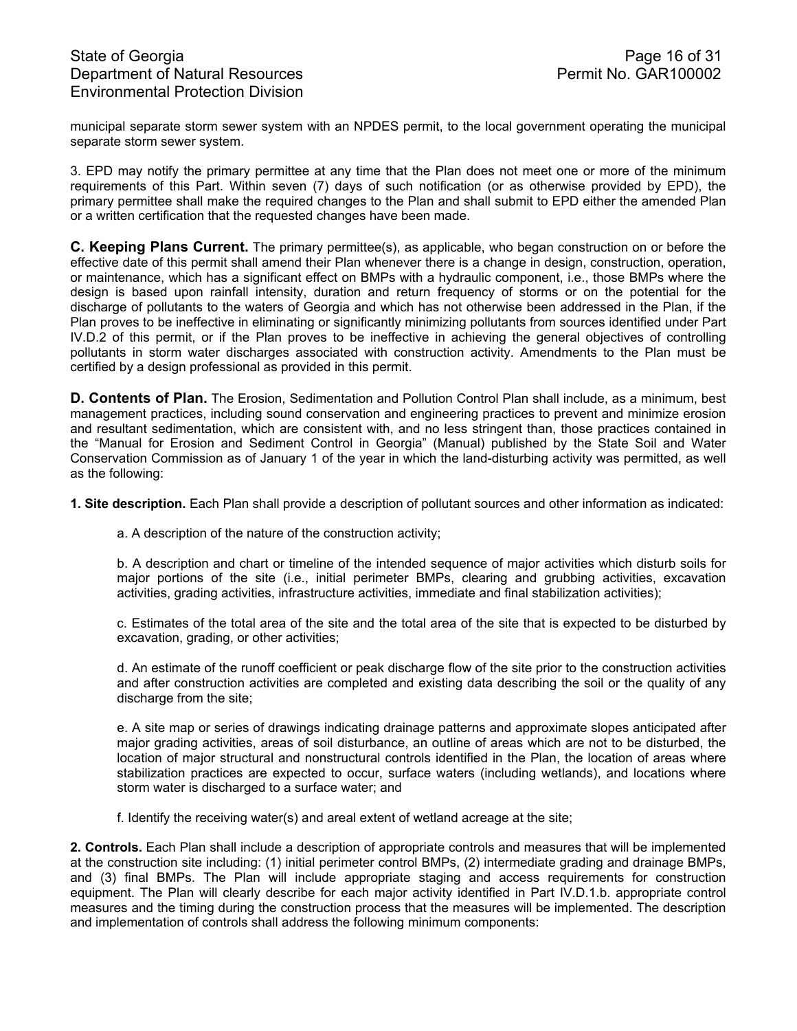municipal separate storm sewer system with an NPDES permit, to the local government operating the municipal separate storm sewer system.

3. EPD may notify the primary permittee at any time that the Plan does not meet one or more of the minimum requirements of this Part. Within seven (7) days of such notification (or as otherwise provided by EPD), the primary permittee shall make the required changes to the Plan and shall submit to EPD either the amended Plan or a written certification that the requested changes have been made.

**C. Keeping Plans Current.** The primary permittee(s), as applicable, who began construction on or before the effective date of this permit shall amend their Plan whenever there is a change in design, construction, operation, or maintenance, which has a significant effect on BMPs with a hydraulic component, i.e., those BMPs where the design is based upon rainfall intensity, duration and return frequency of storms or on the potential for the discharge of pollutants to the waters of Georgia and which has not otherwise been addressed in the Plan, if the Plan proves to be ineffective in eliminating or significantly minimizing pollutants from sources identified under Part IV.D.2 of this permit, or if the Plan proves to be ineffective in achieving the general objectives of controlling pollutants in storm water discharges associated with construction activity. Amendments to the Plan must be certified by a design professional as provided in this permit.

**D. Contents of Plan.** The Erosion, Sedimentation and Pollution Control Plan shall include, as a minimum, best management practices, including sound conservation and engineering practices to prevent and minimize erosion and resultant sedimentation, which are consistent with, and no less stringent than, those practices contained in the "Manual for Erosion and Sediment Control in Georgia" (Manual) published by the State Soil and Water Conservation Commission as of January 1 of the year in which the land-disturbing activity was permitted, as well as the following:

**1. Site description.** Each Plan shall provide a description of pollutant sources and other information as indicated:

a. A description of the nature of the construction activity;

b. A description and chart or timeline of the intended sequence of major activities which disturb soils for major portions of the site (i.e., initial perimeter BMPs, clearing and grubbing activities, excavation activities, grading activities, infrastructure activities, immediate and final stabilization activities);

c. Estimates of the total area of the site and the total area of the site that is expected to be disturbed by excavation, grading, or other activities;

d. An estimate of the runoff coefficient or peak discharge flow of the site prior to the construction activities and after construction activities are completed and existing data describing the soil or the quality of any discharge from the site;

e. A site map or series of drawings indicating drainage patterns and approximate slopes anticipated after major grading activities, areas of soil disturbance, an outline of areas which are not to be disturbed, the location of major structural and nonstructural controls identified in the Plan, the location of areas where stabilization practices are expected to occur, surface waters (including wetlands), and locations where storm water is discharged to a surface water; and

f. Identify the receiving water(s) and areal extent of wetland acreage at the site;

**2. Controls.** Each Plan shall include a description of appropriate controls and measures that will be implemented at the construction site including: (1) initial perimeter control BMPs, (2) intermediate grading and drainage BMPs, and (3) final BMPs. The Plan will include appropriate staging and access requirements for construction equipment. The Plan will clearly describe for each major activity identified in Part IV.D.1.b. appropriate control measures and the timing during the construction process that the measures will be implemented. The description and implementation of controls shall address the following minimum components: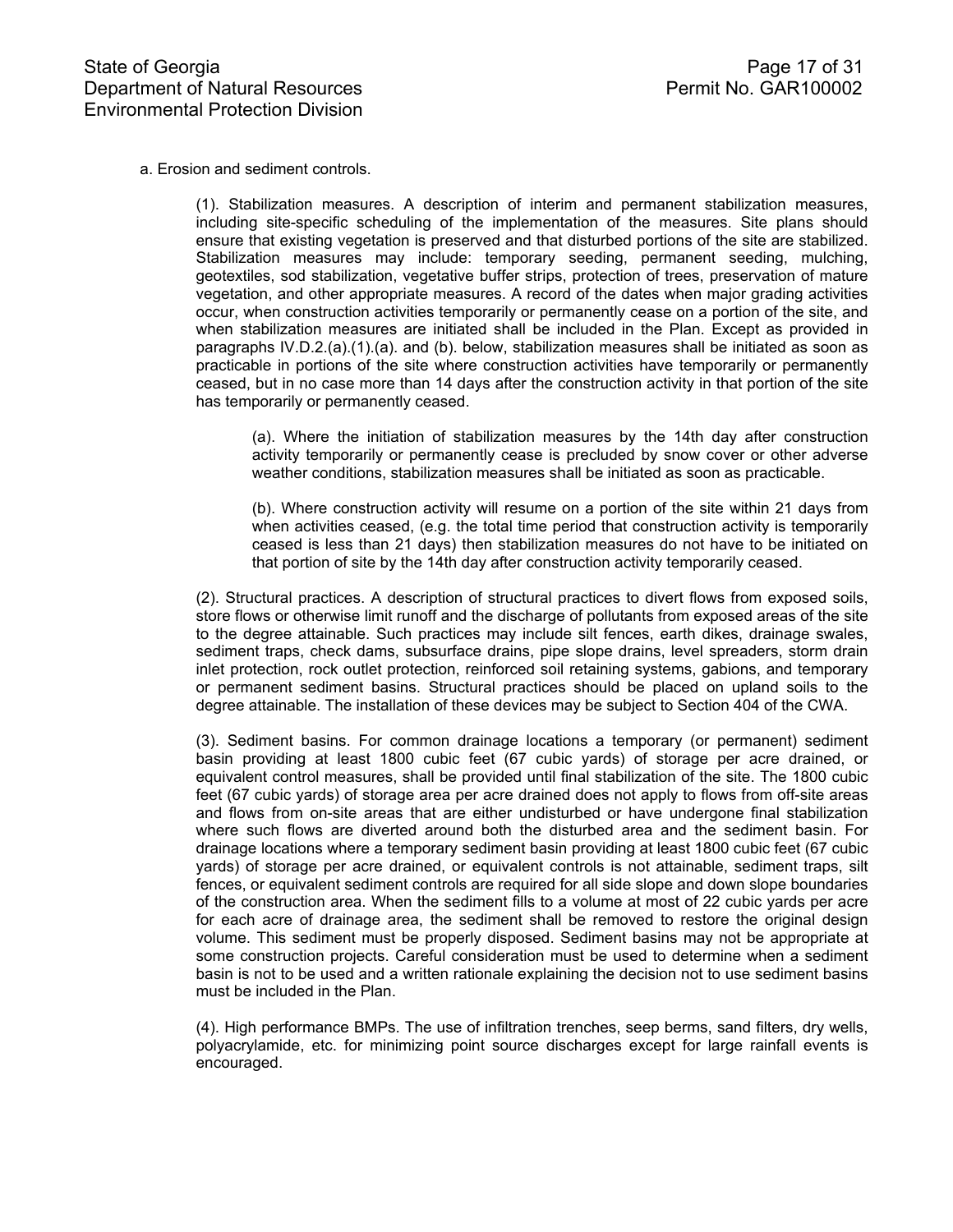a. Erosion and sediment controls.

(1). Stabilization measures. A description of interim and permanent stabilization measures, including site-specific scheduling of the implementation of the measures. Site plans should ensure that existing vegetation is preserved and that disturbed portions of the site are stabilized. Stabilization measures may include: temporary seeding, permanent seeding, mulching, geotextiles, sod stabilization, vegetative buffer strips, protection of trees, preservation of mature vegetation, and other appropriate measures. A record of the dates when major grading activities occur, when construction activities temporarily or permanently cease on a portion of the site, and when stabilization measures are initiated shall be included in the Plan. Except as provided in paragraphs IV.D.2.(a).(1).(a). and (b). below, stabilization measures shall be initiated as soon as practicable in portions of the site where construction activities have temporarily or permanently ceased, but in no case more than 14 days after the construction activity in that portion of the site has temporarily or permanently ceased.

(a). Where the initiation of stabilization measures by the 14th day after construction activity temporarily or permanently cease is precluded by snow cover or other adverse weather conditions, stabilization measures shall be initiated as soon as practicable.

(b). Where construction activity will resume on a portion of the site within 21 days from when activities ceased, (e.g. the total time period that construction activity is temporarily ceased is less than 21 days) then stabilization measures do not have to be initiated on that portion of site by the 14th day after construction activity temporarily ceased.

(2). Structural practices. A description of structural practices to divert flows from exposed soils, store flows or otherwise limit runoff and the discharge of pollutants from exposed areas of the site to the degree attainable. Such practices may include silt fences, earth dikes, drainage swales, sediment traps, check dams, subsurface drains, pipe slope drains, level spreaders, storm drain inlet protection, rock outlet protection, reinforced soil retaining systems, gabions, and temporary or permanent sediment basins. Structural practices should be placed on upland soils to the degree attainable. The installation of these devices may be subject to Section 404 of the CWA.

(3). Sediment basins. For common drainage locations a temporary (or permanent) sediment basin providing at least 1800 cubic feet (67 cubic yards) of storage per acre drained, or equivalent control measures, shall be provided until final stabilization of the site. The 1800 cubic feet (67 cubic yards) of storage area per acre drained does not apply to flows from off-site areas and flows from on-site areas that are either undisturbed or have undergone final stabilization where such flows are diverted around both the disturbed area and the sediment basin. For drainage locations where a temporary sediment basin providing at least 1800 cubic feet (67 cubic yards) of storage per acre drained, or equivalent controls is not attainable, sediment traps, silt fences, or equivalent sediment controls are required for all side slope and down slope boundaries of the construction area. When the sediment fills to a volume at most of 22 cubic yards per acre for each acre of drainage area, the sediment shall be removed to restore the original design volume. This sediment must be properly disposed. Sediment basins may not be appropriate at some construction projects. Careful consideration must be used to determine when a sediment basin is not to be used and a written rationale explaining the decision not to use sediment basins must be included in the Plan.

(4). High performance BMPs. The use of infiltration trenches, seep berms, sand filters, dry wells, polyacrylamide, etc. for minimizing point source discharges except for large rainfall events is encouraged.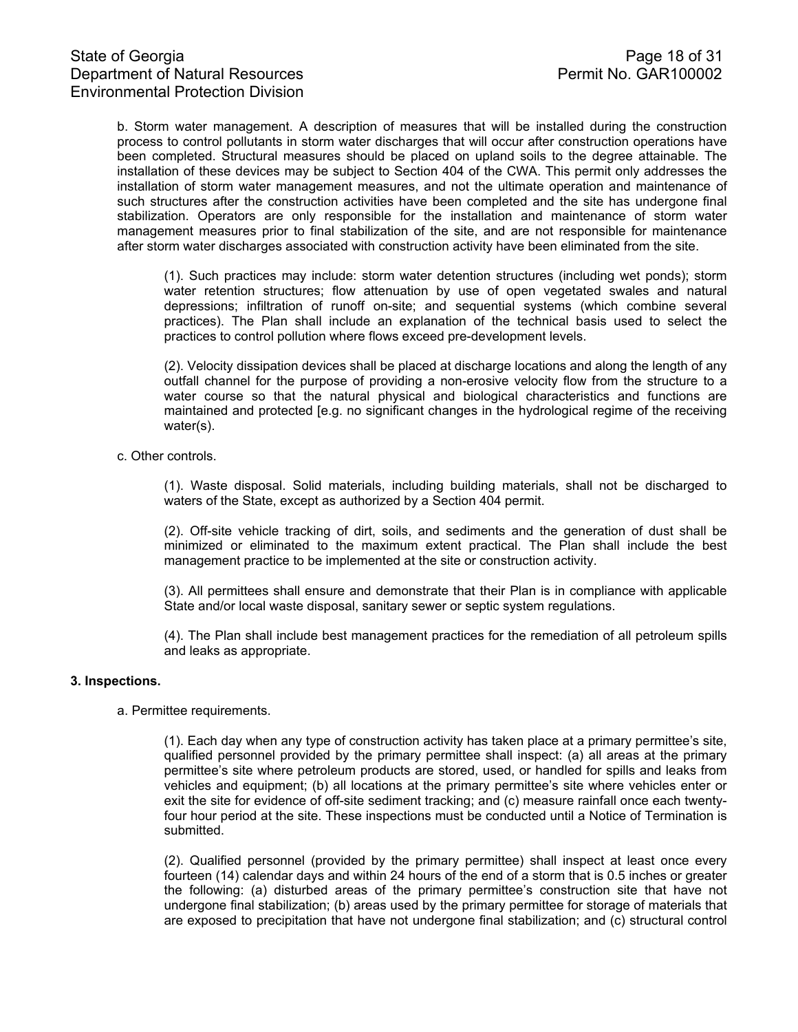b. Storm water management. A description of measures that will be installed during the construction process to control pollutants in storm water discharges that will occur after construction operations have been completed. Structural measures should be placed on upland soils to the degree attainable. The installation of these devices may be subject to Section 404 of the CWA. This permit only addresses the installation of storm water management measures, and not the ultimate operation and maintenance of such structures after the construction activities have been completed and the site has undergone final stabilization. Operators are only responsible for the installation and maintenance of storm water management measures prior to final stabilization of the site, and are not responsible for maintenance after storm water discharges associated with construction activity have been eliminated from the site.

(1). Such practices may include: storm water detention structures (including wet ponds); storm water retention structures; flow attenuation by use of open vegetated swales and natural depressions; infiltration of runoff on-site; and sequential systems (which combine several practices). The Plan shall include an explanation of the technical basis used to select the practices to control pollution where flows exceed pre-development levels.

(2). Velocity dissipation devices shall be placed at discharge locations and along the length of any outfall channel for the purpose of providing a non-erosive velocity flow from the structure to a water course so that the natural physical and biological characteristics and functions are maintained and protected [e.g. no significant changes in the hydrological regime of the receiving water(s).

c. Other controls.

(1). Waste disposal. Solid materials, including building materials, shall not be discharged to waters of the State, except as authorized by a Section 404 permit.

(2). Off-site vehicle tracking of dirt, soils, and sediments and the generation of dust shall be minimized or eliminated to the maximum extent practical. The Plan shall include the best management practice to be implemented at the site or construction activity.

(3). All permittees shall ensure and demonstrate that their Plan is in compliance with applicable State and/or local waste disposal, sanitary sewer or septic system regulations.

(4). The Plan shall include best management practices for the remediation of all petroleum spills and leaks as appropriate.

**3. Inspections.**

a. Permittee requirements.

(1). Each day when any type of construction activity has taken place at a primary permittee's site, qualified personnel provided by the primary permittee shall inspect: (a) all areas at the primary permittee's site where petroleum products are stored, used, or handled for spills and leaks from vehicles and equipment; (b) all locations at the primary permittee's site where vehicles enter or exit the site for evidence of off-site sediment tracking; and (c) measure rainfall once each twenty-four hour period at the site. These inspections must be conducted until a Notice of Termination is submitted.

(2). Qualified personnel (provided by the primary permittee) shall inspect at least once every fourteen (14) calendar days and within 24 hours of the end of a storm that is 0.5 inches or greater the following: (a) disturbed areas of the primary permittee's construction site that have not undergone final stabilization; (b) areas used by the primary permittee for storage of materials that are exposed to precipitation that have not undergone final stabilization; and (c) structural control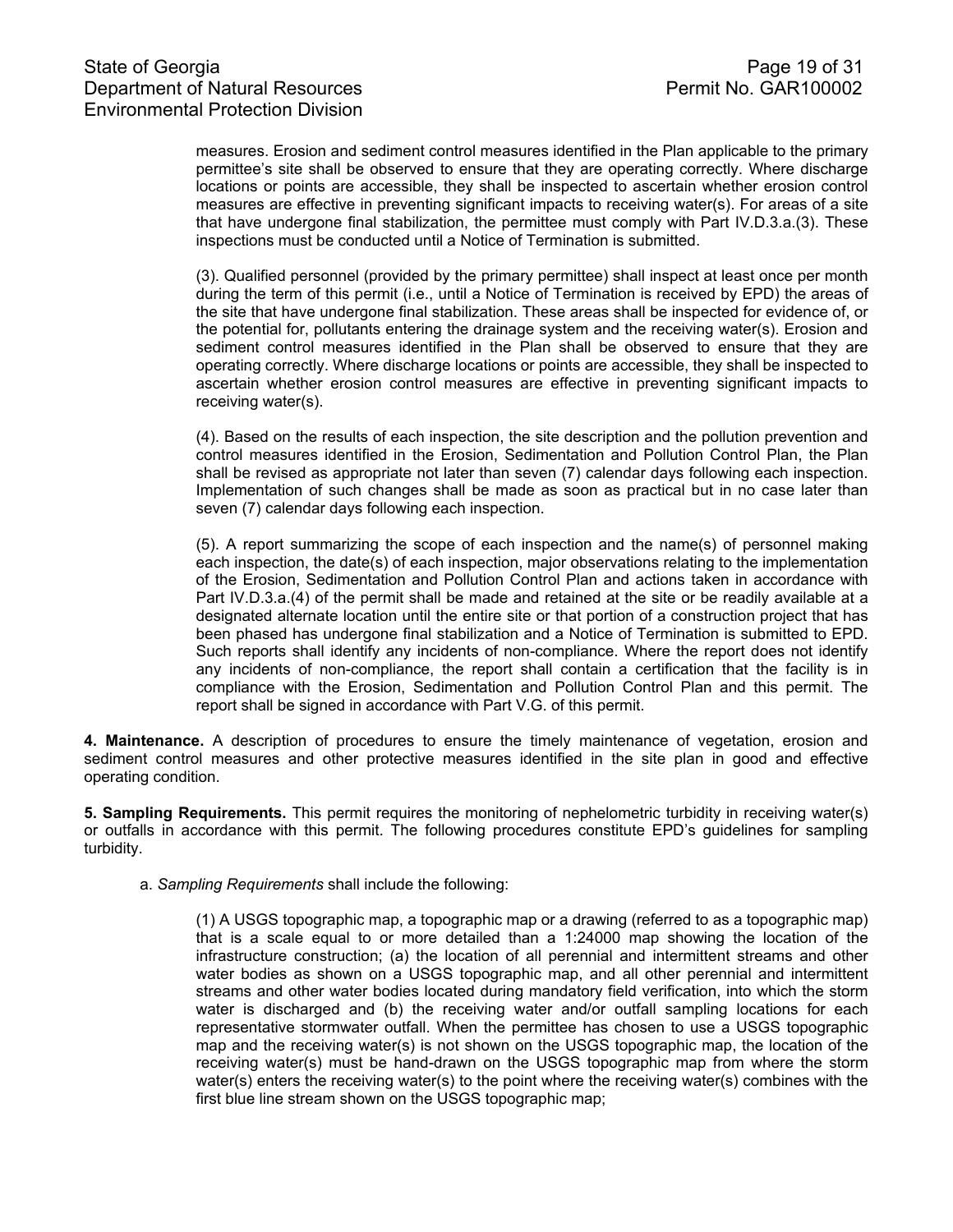measures. Erosion and sediment control measures identified in the Plan applicable to the primary permittee's site shall be observed to ensure that they are operating correctly. Where discharge locations or points are accessible, they shall be inspected to ascertain whether erosion control measures are effective in preventing significant impacts to receiving water(s). For areas of a site that have undergone final stabilization, the permittee must comply with Part IV.D.3.a.(3). These inspections must be conducted until a Notice of Termination is submitted.

(3). Qualified personnel (provided by the primary permittee) shall inspect at least once per month during the term of this permit (i.e., until a Notice of Termination is received by EPD) the areas of the site that have undergone final stabilization. These areas shall be inspected for evidence of, or the potential for, pollutants entering the drainage system and the receiving water(s). Erosion and sediment control measures identified in the Plan shall be observed to ensure that they are operating correctly. Where discharge locations or points are accessible, they shall be inspected to ascertain whether erosion control measures are effective in preventing significant impacts to receiving water(s).

(4). Based on the results of each inspection, the site description and the pollution prevention and control measures identified in the Erosion, Sedimentation and Pollution Control Plan, the Plan shall be revised as appropriate not later than seven (7) calendar days following each inspection. Implementation of such changes shall be made as soon as practical but in no case later than seven (7) calendar days following each inspection.

(5). A report summarizing the scope of each inspection and the name(s) of personnel making each inspection, the date(s) of each inspection, major observations relating to the implementation of the Erosion, Sedimentation and Pollution Control Plan and actions taken in accordance with Part IV.D.3.a.(4) of the permit shall be made and retained at the site or be readily available at a designated alternate location until the entire site or that portion of a construction project that has been phased has undergone final stabilization and a Notice of Termination is submitted to EPD. Such reports shall identify any incidents of non-compliance. Where the report does not identify any incidents of non-compliance, the report shall contain a certification that the facility is in compliance with the Erosion, Sedimentation and Pollution Control Plan and this permit. The report shall be signed in accordance with Part V.G. of this permit.

**4. Maintenance.** A description of procedures to ensure the timely maintenance of vegetation, erosion and sediment control measures and other protective measures identified in the site plan in good and effective operating condition.

**5. Sampling Requirements.** This permit requires the monitoring of nephelometric turbidity in receiving water(s) or outfalls in accordance with this permit. The following procedures constitute EPD's guidelines for sampling turbidity.

a. *Sampling Requirements* shall include the following:

(1) A USGS topographic map, a topographic map or a drawing (referred to as a topographic map) that is a scale equal to or more detailed than a 1:24000 map showing the location of the infrastructure construction; (a) the location of all perennial and intermittent streams and other water bodies as shown on a USGS topographic map, and all other perennial and intermittent streams and other water bodies located during mandatory field verification, into which the storm water is discharged and (b) the receiving water and/or outfall sampling locations for each representative stormwater outfall. When the permittee has chosen to use a USGS topographic map and the receiving water(s) is not shown on the USGS topographic map, the location of the receiving water(s) must be hand-drawn on the USGS topographic map from where the storm water(s) enters the receiving water(s) to the point where the receiving water(s) combines with the first blue line stream shown on the USGS topographic map;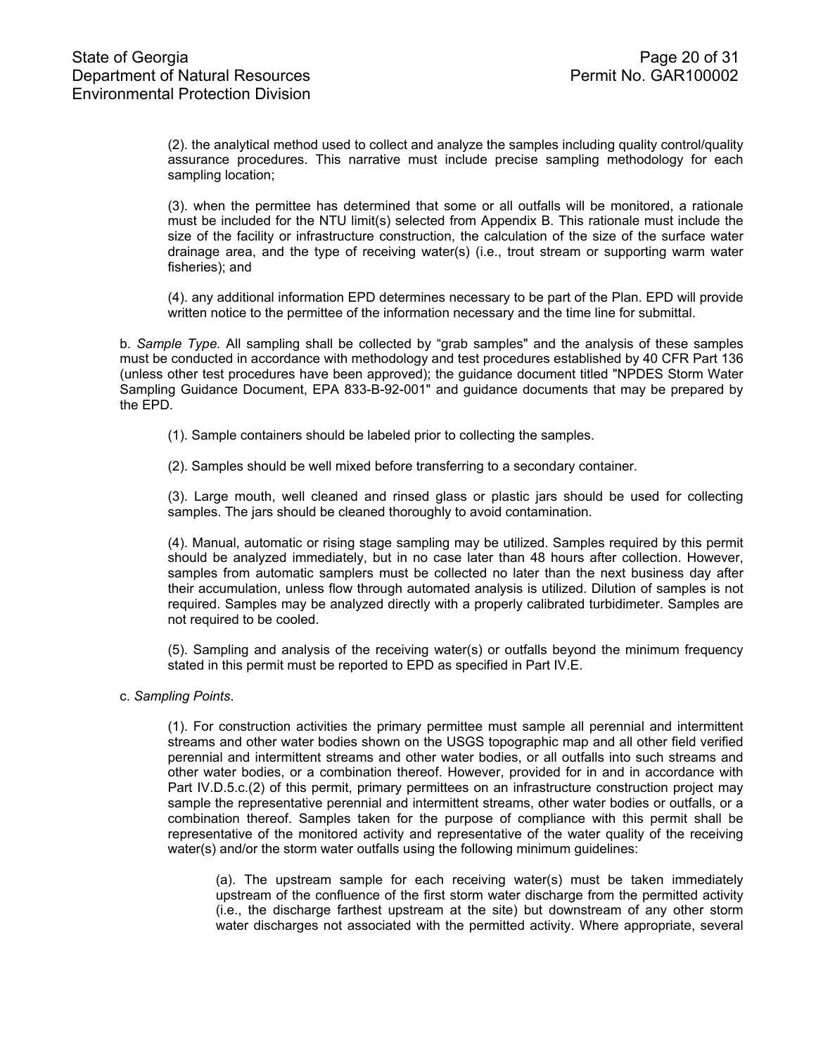(2). the analytical method used to collect and analyze the samples including quality control/quality assurance procedures. This narrative must include precise sampling methodology for each sampling location;

(3). when the permittee has determined that some or all outfalls will be monitored, a rationale must be included for the NTU limit(s) selected from Appendix B. This rationale must include the size of the facility or infrastructure construction, the calculation of the size of the surface water drainage area, and the type of receiving water(s) (i.e., trout stream or supporting warm water fisheries); and

(4). any additional information EPD determines necessary to be part of the Plan. EPD will provide written notice to the permittee of the information necessary and the time line for submittal.

b. *Sample Type.* All sampling shall be collected by "grab samples" and the analysis of these samples must be conducted in accordance with methodology and test procedures established by 40 CFR Part 136 (unless other test procedures have been approved); the guidance document titled "NPDES Storm Water Sampling Guidance Document, EPA 833-B-92-001" and guidance documents that may be prepared by the EPD.

(1). Sample containers should be labeled prior to collecting the samples.

(2). Samples should be well mixed before transferring to a secondary container.

(3). Large mouth, well cleaned and rinsed glass or plastic jars should be used for collecting samples. The jars should be cleaned thoroughly to avoid contamination.

(4). Manual, automatic or rising stage sampling may be utilized. Samples required by this permit should be analyzed immediately, but in no case later than 48 hours after collection. However, samples from automatic samplers must be collected no later than the next business day after their accumulation, unless flow through automated analysis is utilized. Dilution of samples is not required. Samples may be analyzed directly with a properly calibrated turbidimeter. Samples are not required to be cooled.

(5). Sampling and analysis of the receiving water(s) or outfalls beyond the minimum frequency stated in this permit must be reported to EPD as specified in Part IV.E.

c. *Sampling Points*.

(1). For construction activities the primary permittee must sample all perennial and intermittent streams and other water bodies shown on the USGS topographic map and all other field verified perennial and intermittent streams and other water bodies, or all outfalls into such streams and other water bodies, or a combination thereof. However, provided for in and in accordance with Part IV.D.5.c.(2) of this permit, primary permittees on an infrastructure construction project may sample the representative perennial and intermittent streams, other water bodies or outfalls, or a combination thereof. Samples taken for the purpose of compliance with this permit shall be representative of the monitored activity and representative of the water quality of the receiving water(s) and/or the storm water outfalls using the following minimum guidelines:

(a). The upstream sample for each receiving water(s) must be taken immediately upstream of the confluence of the first storm water discharge from the permitted activity (i.e., the discharge farthest upstream at the site) but downstream of any other storm water discharges not associated with the permitted activity. Where appropriate, several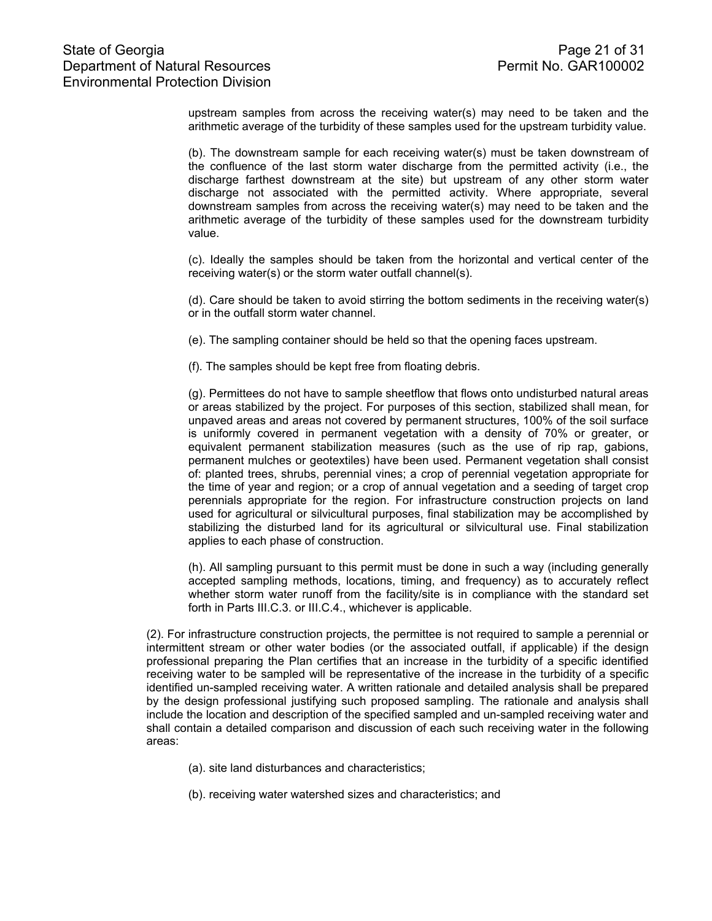upstream samples from across the receiving water(s) may need to be taken and the arithmetic average of the turbidity of these samples used for the upstream turbidity value.

(b). The downstream sample for each receiving water(s) must be taken downstream of the confluence of the last storm water discharge from the permitted activity (i.e., the discharge farthest downstream at the site) but upstream of any other storm water discharge not associated with the permitted activity. Where appropriate, several downstream samples from across the receiving water(s) may need to be taken and the arithmetic average of the turbidity of these samples used for the downstream turbidity value.

(c). Ideally the samples should be taken from the horizontal and vertical center of the receiving water(s) or the storm water outfall channel(s).

(d). Care should be taken to avoid stirring the bottom sediments in the receiving water(s) or in the outfall storm water channel.

(e). The sampling container should be held so that the opening faces upstream.

(f). The samples should be kept free from floating debris.

(g). Permittees do not have to sample sheetflow that flows onto undisturbed natural areas or areas stabilized by the project. For purposes of this section, stabilized shall mean, for unpaved areas and areas not covered by permanent structures, 100% of the soil surface is uniformly covered in permanent vegetation with a density of 70% or greater, or equivalent permanent stabilization measures (such as the use of rip rap, gabions, permanent mulches or geotextiles) have been used. Permanent vegetation shall consist of: planted trees, shrubs, perennial vines; a crop of perennial vegetation appropriate for the time of year and region; or a crop of annual vegetation and a seeding of target crop perennials appropriate for the region. For infrastructure construction projects on land used for agricultural or silvicultural purposes, final stabilization may be accomplished by stabilizing the disturbed land for its agricultural or silvicultural use. Final stabilization applies to each phase of construction.

(h). All sampling pursuant to this permit must be done in such a way (including generally accepted sampling methods, locations, timing, and frequency) as to accurately reflect whether storm water runoff from the facility/site is in compliance with the standard set forth in Parts III.C.3. or III.C.4., whichever is applicable.

(2). For infrastructure construction projects, the permittee is not required to sample a perennial or intermittent stream or other water bodies (or the associated outfall, if applicable) if the design professional preparing the Plan certifies that an increase in the turbidity of a specific identified receiving water to be sampled will be representative of the increase in the turbidity of a specific identified un-sampled receiving water. A written rationale and detailed analysis shall be prepared by the design professional justifying such proposed sampling. The rationale and analysis shall include the location and description of the specified sampled and un-sampled receiving water and shall contain a detailed comparison and discussion of each such receiving water in the following areas:

(a). site land disturbances and characteristics;

(b). receiving water watershed sizes and characteristics; and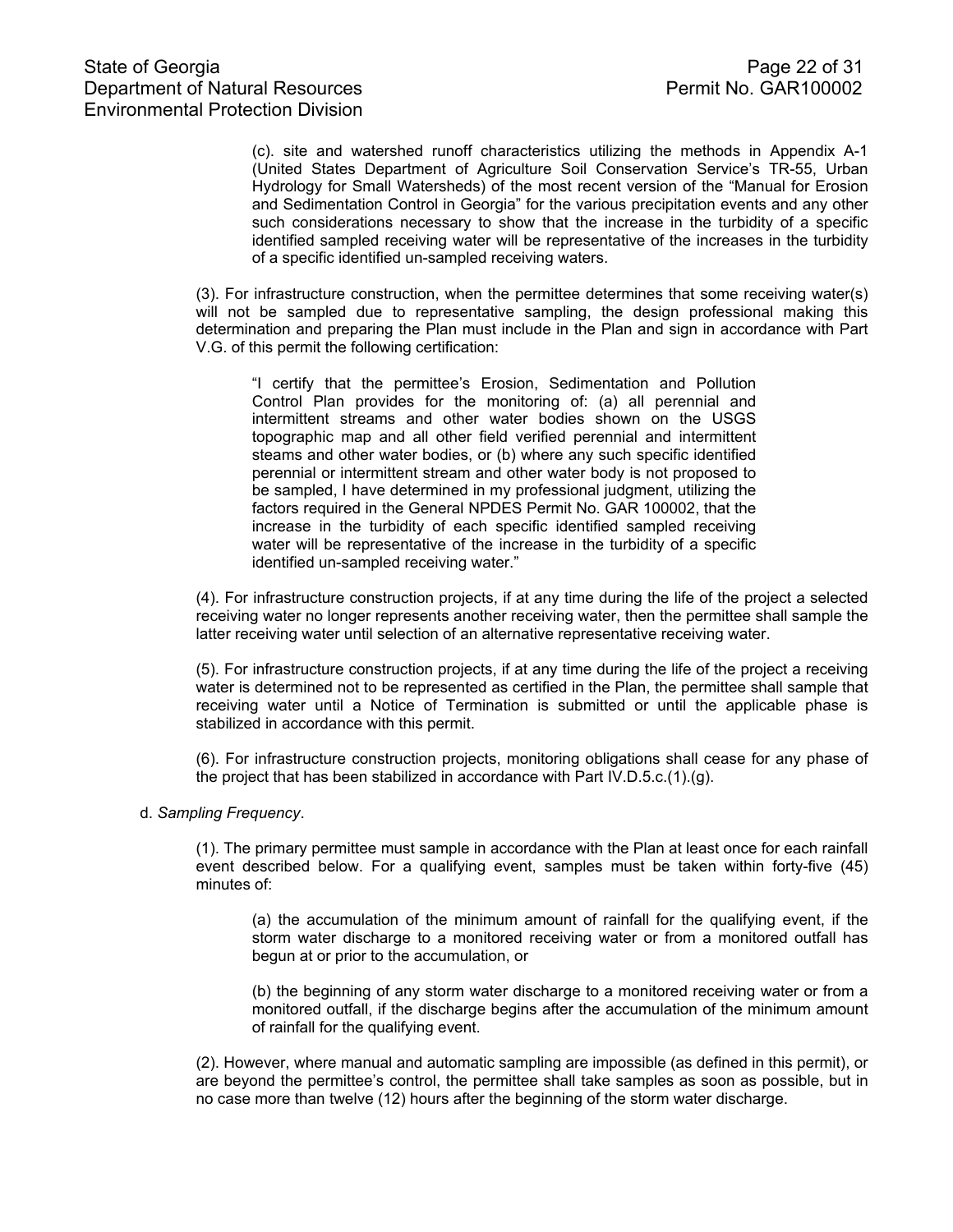(c). site and watershed runoff characteristics utilizing the methods in Appendix A-1 (United States Department of Agriculture Soil Conservation Service's TR-55, Urban Hydrology for Small Watersheds) of the most recent version of the "Manual for Erosion and Sedimentation Control in Georgia" for the various precipitation events and any other such considerations necessary to show that the increase in the turbidity of a specific identified sampled receiving water will be representative of the increases in the turbidity of a specific identified un-sampled receiving waters.

(3). For infrastructure construction, when the permittee determines that some receiving water(s) will not be sampled due to representative sampling, the design professional making this determination and preparing the Plan must include in the Plan and sign in accordance with Part V.G. of this permit the following certification:

> "I certify that the permittee's Erosion, Sedimentation and Pollution Control Plan provides for the monitoring of: (a) all perennial and intermittent streams and other water bodies shown on the USGS topographic map and all other field verified perennial and intermittent steams and other water bodies, or (b) where any such specific identified perennial or intermittent stream and other water body is not proposed to be sampled, I have determined in my professional judgment, utilizing the factors required in the General NPDES Permit No. GAR 100002, that the increase in the turbidity of each specific identified sampled receiving water will be representative of the increase in the turbidity of a specific identified un-sampled receiving water."

(4). For infrastructure construction projects, if at any time during the life of the project a selected receiving water no longer represents another receiving water, then the permittee shall sample the latter receiving water until selection of an alternative representative receiving water.

(5). For infrastructure construction projects, if at any time during the life of the project a receiving water is determined not to be represented as certified in the Plan, the permittee shall sample that receiving water until a Notice of Termination is submitted or until the applicable phase is stabilized in accordance with this permit.

(6). For infrastructure construction projects, monitoring obligations shall cease for any phase of the project that has been stabilized in accordance with Part IV.D.5.c.(1).(g).

d. *Sampling Frequency*.

(1). The primary permittee must sample in accordance with the Plan at least once for each rainfall event described below. For a qualifying event, samples must be taken within forty-five (45) minutes of:

(a) the accumulation of the minimum amount of rainfall for the qualifying event, if the storm water discharge to a monitored receiving water or from a monitored outfall has begun at or prior to the accumulation, or

(b) the beginning of any storm water discharge to a monitored receiving water or from a monitored outfall, if the discharge begins after the accumulation of the minimum amount of rainfall for the qualifying event.

(2). However, where manual and automatic sampling are impossible (as defined in this permit), or are beyond the permittee's control, the permittee shall take samples as soon as possible, but in no case more than twelve (12) hours after the beginning of the storm water discharge.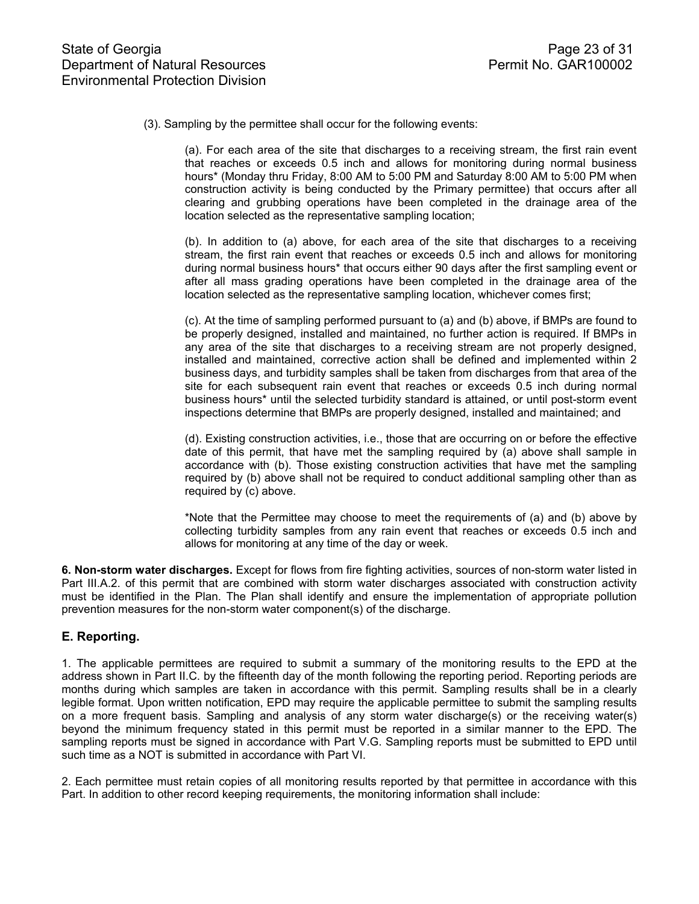(3). Sampling by the permittee shall occur for the following events:

(a). For each area of the site that discharges to a receiving stream, the first rain event that reaches or exceeds 0.5 inch and allows for monitoring during normal business hours* (Monday thru Friday, 8:00 AM to 5:00 PM and Saturday 8:00 AM to 5:00 PM when construction activity is being conducted by the Primary permittee) that occurs after all clearing and grubbing operations have been completed in the drainage area of the location selected as the representative sampling location;

(b). In addition to (a) above, for each area of the site that discharges to a receiving stream, the first rain event that reaches or exceeds 0.5 inch and allows for monitoring during normal business hours* that occurs either 90 days after the first sampling event or after all mass grading operations have been completed in the drainage area of the location selected as the representative sampling location, whichever comes first;

(c). At the time of sampling performed pursuant to (a) and (b) above, if BMPs are found to be properly designed, installed and maintained, no further action is required. If BMPs in any area of the site that discharges to a receiving stream are not properly designed, installed and maintained, corrective action shall be defined and implemented within 2 business days, and turbidity samples shall be taken from discharges from that area of the site for each subsequent rain event that reaches or exceeds 0.5 inch during normal business hours* until the selected turbidity standard is attained, or until post-storm event inspections determine that BMPs are properly designed, installed and maintained; and

(d). Existing construction activities, i.e., those that are occurring on or before the effective date of this permit, that have met the sampling required by (a) above shall sample in accordance with (b). Those existing construction activities that have met the sampling required by (b) above shall not be required to conduct additional sampling other than as required by (c) above.

*Note that the Permittee may choose to meet the requirements of (a) and (b) above by collecting turbidity samples from any rain event that reaches or exceeds 0.5 inch and allows for monitoring at any time of the day or week.

**6. Non-storm water discharges.** Except for flows from fire fighting activities, sources of non-storm water listed in Part III.A.2. of this permit that are combined with storm water discharges associated with construction activity must be identified in the Plan. The Plan shall identify and ensure the implementation of appropriate pollution prevention measures for the non-storm water component(s) of the discharge.

## E. Reporting.

1. The applicable permittees are required to submit a summary of the monitoring results to the EPD at the address shown in Part II.C. by the fifteenth day of the month following the reporting period. Reporting periods are months during which samples are taken in accordance with this permit. Sampling results shall be in a clearly legible format. Upon written notification, EPD may require the applicable permittee to submit the sampling results on a more frequent basis. Sampling and analysis of any storm water discharge(s) or the receiving water(s) beyond the minimum frequency stated in this permit must be reported in a similar manner to the EPD. The sampling reports must be signed in accordance with Part V.G. Sampling reports must be submitted to EPD until such time as a NOT is submitted in accordance with Part VI.

2. Each permittee must retain copies of all monitoring results reported by that permittee in accordance with this Part. In addition to other record keeping requirements, the monitoring information shall include: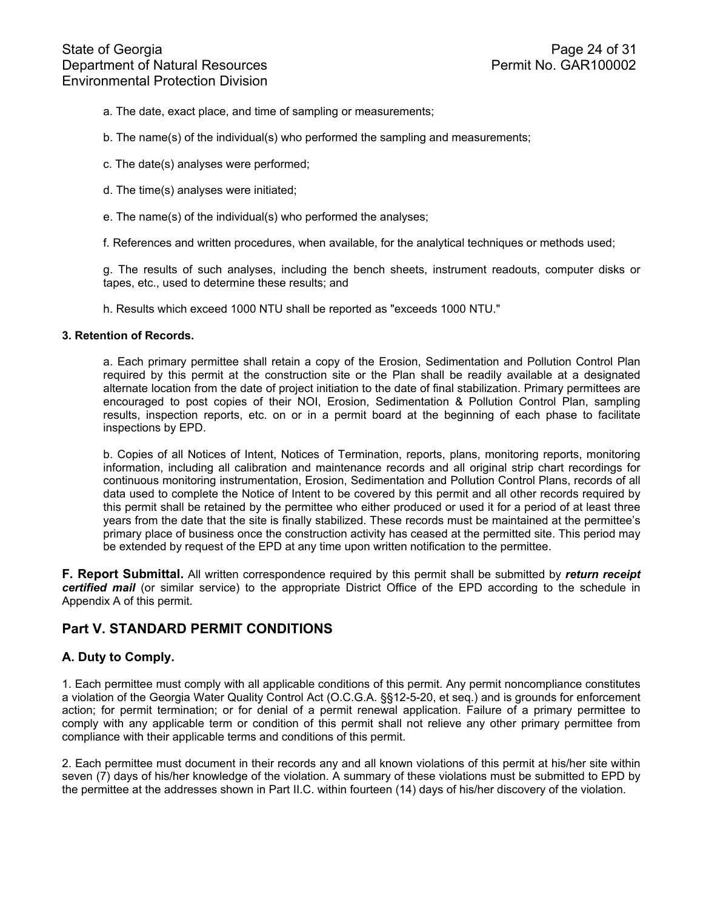a. The date, exact place, and time of sampling or measurements;

b. The name(s) of the individual(s) who performed the sampling and measurements;

c. The date(s) analyses were performed;

d. The time(s) analyses were initiated;

e. The name(s) of the individual(s) who performed the analyses;

f. References and written procedures, when available, for the analytical techniques or methods used;

g. The results of such analyses, including the bench sheets, instrument readouts, computer disks or tapes, etc., used to determine these results; and

h. Results which exceed 1000 NTU shall be reported as "exceeds 1000 NTU."

**3. Retention of Records.**

a. Each primary permittee shall retain a copy of the Erosion, Sedimentation and Pollution Control Plan required by this permit at the construction site or the Plan shall be readily available at a designated alternate location from the date of project initiation to the date of final stabilization. Primary permittees are encouraged to post copies of their NOI, Erosion, Sedimentation & Pollution Control Plan, sampling results, inspection reports, etc. on or in a permit board at the beginning of each phase to facilitate inspections by EPD.

b. Copies of all Notices of Intent, Notices of Termination, reports, plans, monitoring reports, monitoring information, including all calibration and maintenance records and all original strip chart recordings for continuous monitoring instrumentation, Erosion, Sedimentation and Pollution Control Plans, records of all data used to complete the Notice of Intent to be covered by this permit and all other records required by this permit shall be retained by the permittee who either produced or used it for a period of at least three years from the date that the site is finally stabilized. These records must be maintained at the permittee's primary place of business once the construction activity has ceased at the permitted site. This period may be extended by request of the EPD at any time upon written notification to the permittee.

**F. Report Submittal.** All written correspondence required by this permit shall be submitted by ***return receipt certified mail*** (or similar service) to the appropriate District Office of the EPD according to the schedule in Appendix A of this permit.

## Part V. STANDARD PERMIT CONDITIONS

### A. Duty to Comply.

1. Each permittee must comply with all applicable conditions of this permit. Any permit noncompliance constitutes a violation of the Georgia Water Quality Control Act (O.C.G.A. §§12-5-20, et seq.) and is grounds for enforcement action; for permit termination; or for denial of a permit renewal application. Failure of a primary permittee to comply with any applicable term or condition of this permit shall not relieve any other primary permittee from compliance with their applicable terms and conditions of this permit.

2. Each permittee must document in their records any and all known violations of this permit at his/her site within seven (7) days of his/her knowledge of the violation. A summary of these violations must be submitted to EPD by the permittee at the addresses shown in Part II.C. within fourteen (14) days of his/her discovery of the violation.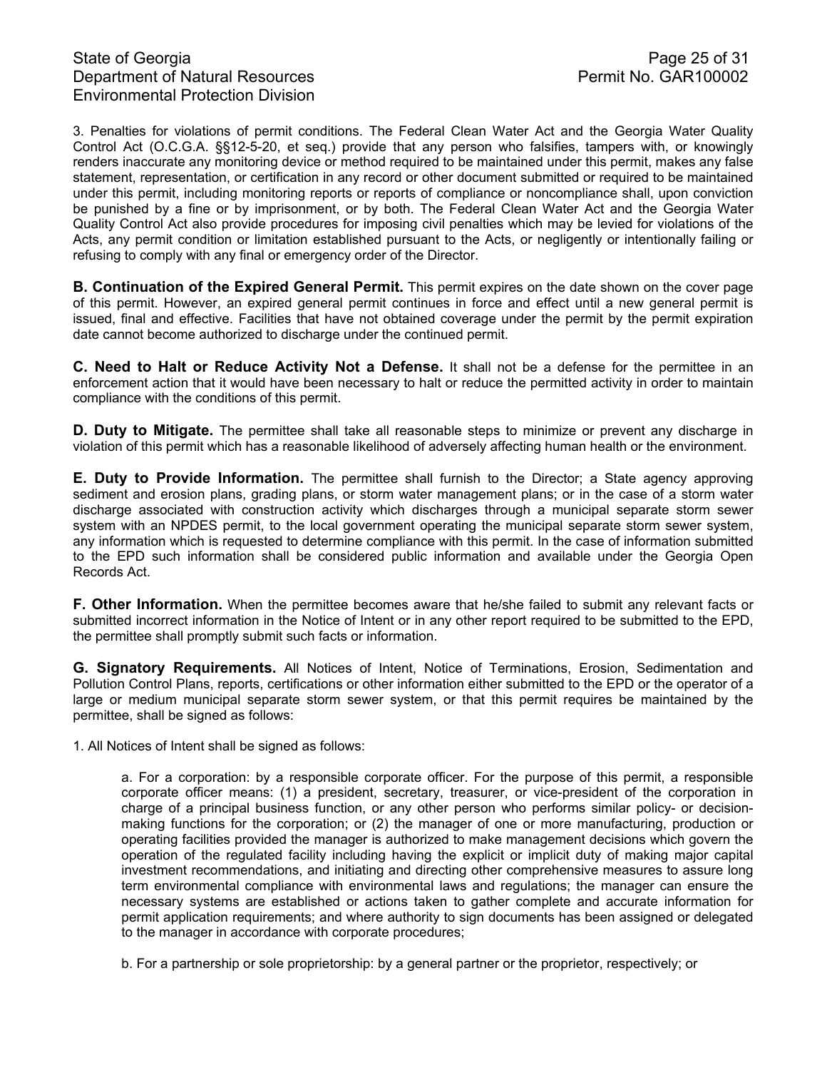3. Penalties for violations of permit conditions. The Federal Clean Water Act and the Georgia Water Quality Control Act (O.C.G.A. §§12-5-20, et seq.) provide that any person who falsifies, tampers with, or knowingly renders inaccurate any monitoring device or method required to be maintained under this permit, makes any false statement, representation, or certification in any record or other document submitted or required to be maintained under this permit, including monitoring reports or reports of compliance or noncompliance shall, upon conviction be punished by a fine or by imprisonment, or by both. The Federal Clean Water Act and the Georgia Water Quality Control Act also provide procedures for imposing civil penalties which may be levied for violations of the Acts, any permit condition or limitation established pursuant to the Acts, or negligently or intentionally failing or refusing to comply with any final or emergency order of the Director.

**B. Continuation of the Expired General Permit.** This permit expires on the date shown on the cover page of this permit. However, an expired general permit continues in force and effect until a new general permit is issued, final and effective. Facilities that have not obtained coverage under the permit by the permit expiration date cannot become authorized to discharge under the continued permit.

**C. Need to Halt or Reduce Activity Not a Defense.** It shall not be a defense for the permittee in an enforcement action that it would have been necessary to halt or reduce the permitted activity in order to maintain compliance with the conditions of this permit.

**D. Duty to Mitigate.** The permittee shall take all reasonable steps to minimize or prevent any discharge in violation of this permit which has a reasonable likelihood of adversely affecting human health or the environment.

**E. Duty to Provide Information.** The permittee shall furnish to the Director; a State agency approving sediment and erosion plans, grading plans, or storm water management plans; or in the case of a storm water discharge associated with construction activity which discharges through a municipal separate storm sewer system with an NPDES permit, to the local government operating the municipal separate storm sewer system, any information which is requested to determine compliance with this permit. In the case of information submitted to the EPD such information shall be considered public information and available under the Georgia Open Records Act.

**F. Other Information.** When the permittee becomes aware that he/she failed to submit any relevant facts or submitted incorrect information in the Notice of Intent or in any other report required to be submitted to the EPD, the permittee shall promptly submit such facts or information.

**G. Signatory Requirements.** All Notices of Intent, Notice of Terminations, Erosion, Sedimentation and Pollution Control Plans, reports, certifications or other information either submitted to the EPD or the operator of a large or medium municipal separate storm sewer system, or that this permit requires be maintained by the permittee, shall be signed as follows:

1. All Notices of Intent shall be signed as follows:

a. For a corporation: by a responsible corporate officer. For the purpose of this permit, a responsible corporate officer means: (1) a president, secretary, treasurer, or vice-president of the corporation in charge of a principal business function, or any other person who performs similar policy- or decision-making functions for the corporation; or (2) the manager of one or more manufacturing, production or operating facilities provided the manager is authorized to make management decisions which govern the operation of the regulated facility including having the explicit or implicit duty of making major capital investment recommendations, and initiating and directing other comprehensive measures to assure long term environmental compliance with environmental laws and regulations; the manager can ensure the necessary systems are established or actions taken to gather complete and accurate information for permit application requirements; and where authority to sign documents has been assigned or delegated to the manager in accordance with corporate procedures;

b. For a partnership or sole proprietorship: by a general partner or the proprietor, respectively; or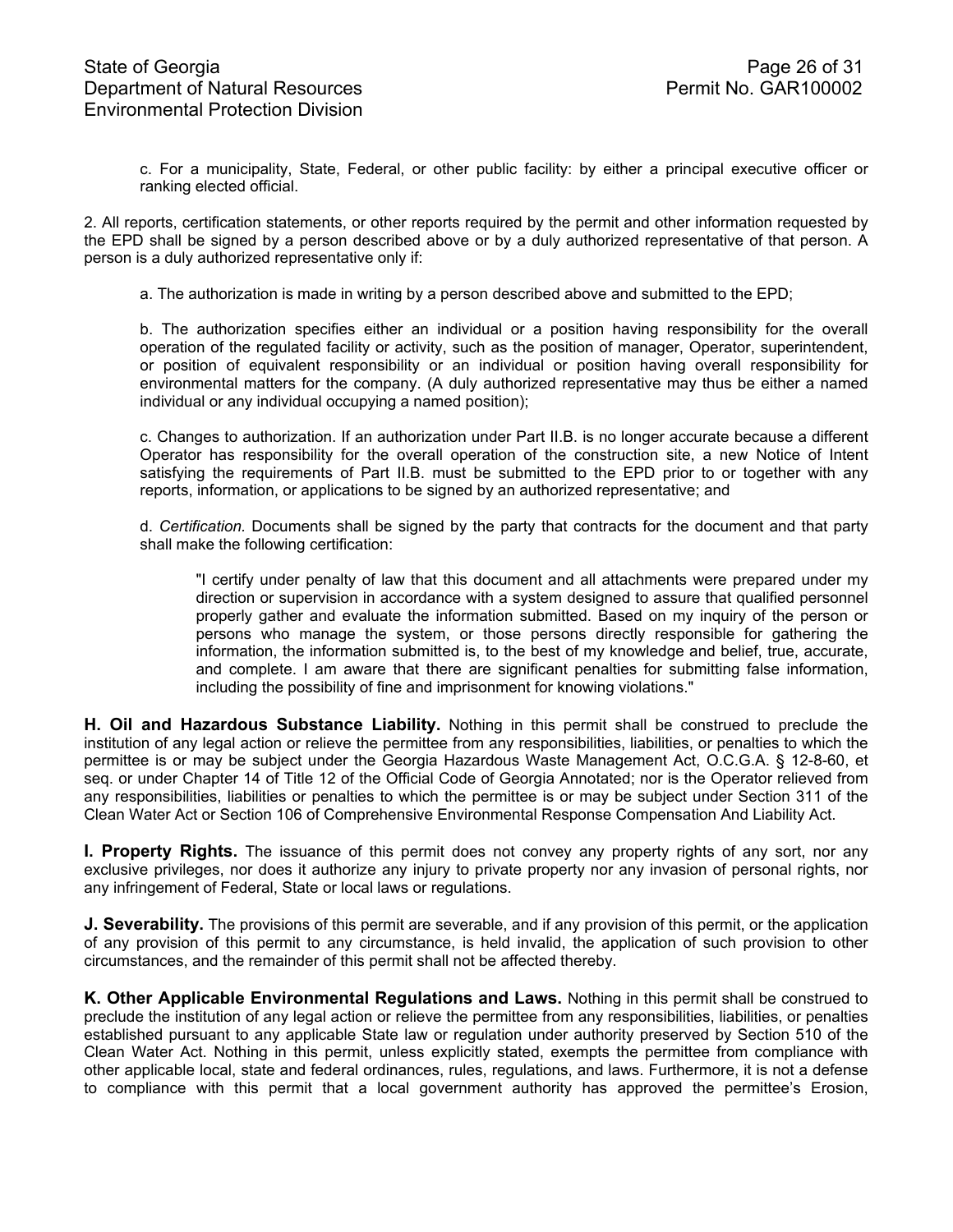c. For a municipality, State, Federal, or other public facility: by either a principal executive officer or ranking elected official.

2. All reports, certification statements, or other reports required by the permit and other information requested by the EPD shall be signed by a person described above or by a duly authorized representative of that person. A person is a duly authorized representative only if:

a. The authorization is made in writing by a person described above and submitted to the EPD;

b. The authorization specifies either an individual or a position having responsibility for the overall operation of the regulated facility or activity, such as the position of manager, Operator, superintendent, or position of equivalent responsibility or an individual or position having overall responsibility for environmental matters for the company. (A duly authorized representative may thus be either a named individual or any individual occupying a named position);

c. Changes to authorization. If an authorization under Part II.B. is no longer accurate because a different Operator has responsibility for the overall operation of the construction site, a new Notice of Intent satisfying the requirements of Part II.B. must be submitted to the EPD prior to or together with any reports, information, or applications to be signed by an authorized representative; and

d. *Certification.* Documents shall be signed by the party that contracts for the document and that party shall make the following certification:

> "I certify under penalty of law that this document and all attachments were prepared under my direction or supervision in accordance with a system designed to assure that qualified personnel properly gather and evaluate the information submitted. Based on my inquiry of the person or persons who manage the system, or those persons directly responsible for gathering the information, the information submitted is, to the best of my knowledge and belief, true, accurate, and complete. I am aware that there are significant penalties for submitting false information, including the possibility of fine and imprisonment for knowing violations."

**H. Oil and Hazardous Substance Liability.** Nothing in this permit shall be construed to preclude the institution of any legal action or relieve the permittee from any responsibilities, liabilities, or penalties to which the permittee is or may be subject under the Georgia Hazardous Waste Management Act, O.C.G.A. § 12-8-60, et seq. or under Chapter 14 of Title 12 of the Official Code of Georgia Annotated; nor is the Operator relieved from any responsibilities, liabilities or penalties to which the permittee is or may be subject under Section 311 of the Clean Water Act or Section 106 of Comprehensive Environmental Response Compensation And Liability Act.

**I. Property Rights.** The issuance of this permit does not convey any property rights of any sort, nor any exclusive privileges, nor does it authorize any injury to private property nor any invasion of personal rights, nor any infringement of Federal, State or local laws or regulations.

**J. Severability.** The provisions of this permit are severable, and if any provision of this permit, or the application of any provision of this permit to any circumstance, is held invalid, the application of such provision to other circumstances, and the remainder of this permit shall not be affected thereby.

**K. Other Applicable Environmental Regulations and Laws.** Nothing in this permit shall be construed to preclude the institution of any legal action or relieve the permittee from any responsibilities, liabilities, or penalties established pursuant to any applicable State law or regulation under authority preserved by Section 510 of the Clean Water Act. Nothing in this permit, unless explicitly stated, exempts the permittee from compliance with other applicable local, state and federal ordinances, rules, regulations, and laws. Furthermore, it is not a defense to compliance with this permit that a local government authority has approved the permittee's Erosion,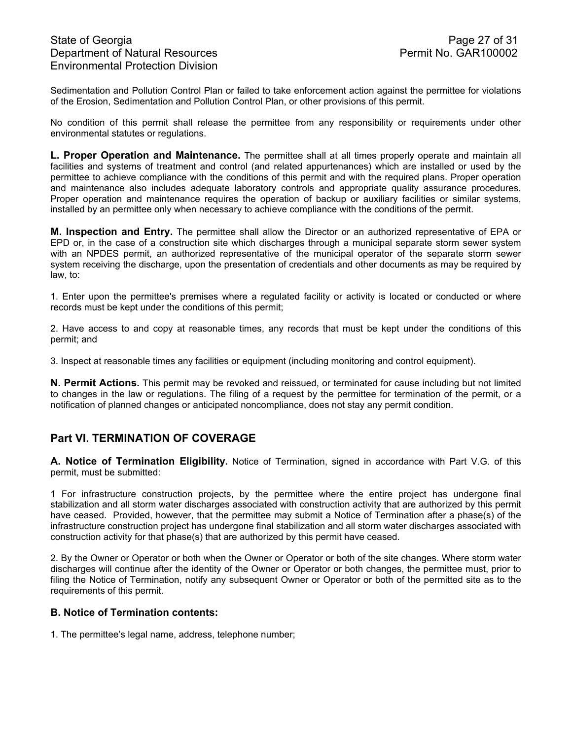Sedimentation and Pollution Control Plan or failed to take enforcement action against the permittee for violations of the Erosion, Sedimentation and Pollution Control Plan, or other provisions of this permit.

No condition of this permit shall release the permittee from any responsibility or requirements under other environmental statutes or regulations.

**L. Proper Operation and Maintenance.** The permittee shall at all times properly operate and maintain all facilities and systems of treatment and control (and related appurtenances) which are installed or used by the permittee to achieve compliance with the conditions of this permit and with the required plans. Proper operation and maintenance also includes adequate laboratory controls and appropriate quality assurance procedures. Proper operation and maintenance requires the operation of backup or auxiliary facilities or similar systems, installed by an permittee only when necessary to achieve compliance with the conditions of the permit.

**M. Inspection and Entry.** The permittee shall allow the Director or an authorized representative of EPA or EPD or, in the case of a construction site which discharges through a municipal separate storm sewer system with an NPDES permit, an authorized representative of the municipal operator of the separate storm sewer system receiving the discharge, upon the presentation of credentials and other documents as may be required by law, to:

1. Enter upon the permittee's premises where a regulated facility or activity is located or conducted or where records must be kept under the conditions of this permit;

2. Have access to and copy at reasonable times, any records that must be kept under the conditions of this permit; and

3. Inspect at reasonable times any facilities or equipment (including monitoring and control equipment).

**N. Permit Actions.** This permit may be revoked and reissued, or terminated for cause including but not limited to changes in the law or regulations. The filing of a request by the permittee for termination of the permit, or a notification of planned changes or anticipated noncompliance, does not stay any permit condition.

## Part VI. TERMINATION OF COVERAGE

**A. Notice of Termination Eligibility.** Notice of Termination, signed in accordance with Part V.G. of this permit, must be submitted:

1 For infrastructure construction projects, by the permittee where the entire project has undergone final stabilization and all storm water discharges associated with construction activity that are authorized by this permit have ceased. Provided, however, that the permittee may submit a Notice of Termination after a phase(s) of the infrastructure construction project has undergone final stabilization and all storm water discharges associated with construction activity for that phase(s) that are authorized by this permit have ceased.

2. By the Owner or Operator or both when the Owner or Operator or both of the site changes. Where storm water discharges will continue after the identity of the Owner or Operator or both changes, the permittee must, prior to filing the Notice of Termination, notify any subsequent Owner or Operator or both of the permitted site as to the requirements of this permit.

### B. Notice of Termination contents:

1. The permittee's legal name, address, telephone number;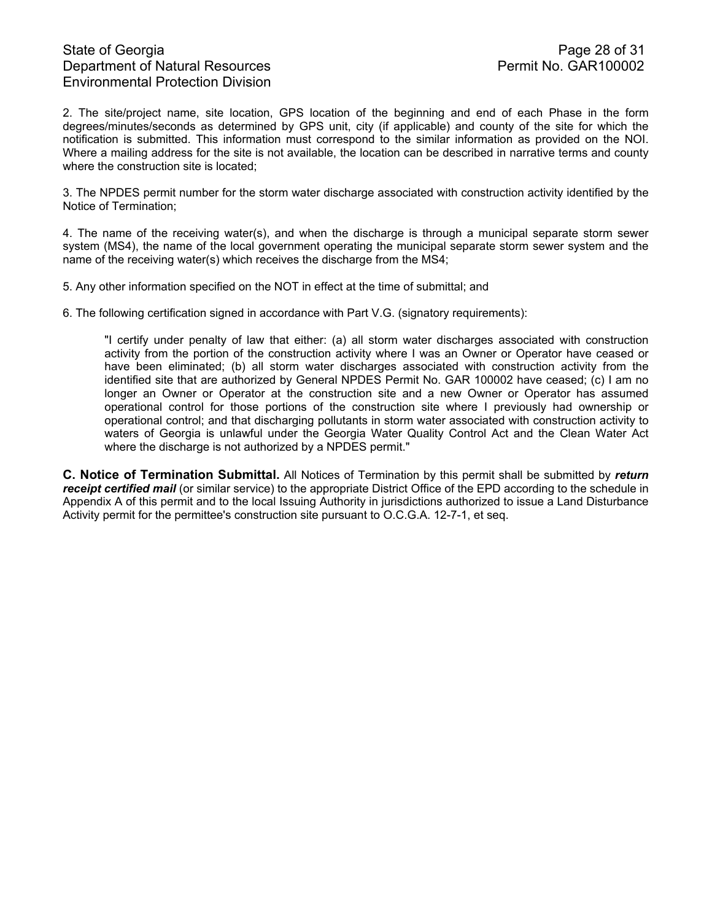2. The site/project name, site location, GPS location of the beginning and end of each Phase in the form degrees/minutes/seconds as determined by GPS unit, city (if applicable) and county of the site for which the notification is submitted. This information must correspond to the similar information as provided on the NOI. Where a mailing address for the site is not available, the location can be described in narrative terms and county where the construction site is located;

3. The NPDES permit number for the storm water discharge associated with construction activity identified by the Notice of Termination;

4. The name of the receiving water(s), and when the discharge is through a municipal separate storm sewer system (MS4), the name of the local government operating the municipal separate storm sewer system and the name of the receiving water(s) which receives the discharge from the MS4;

5. Any other information specified on the NOT in effect at the time of submittal; and

6. The following certification signed in accordance with Part V.G. (signatory requirements):

> "I certify under penalty of law that either: (a) all storm water discharges associated with construction activity from the portion of the construction activity where I was an Owner or Operator have ceased or have been eliminated; (b) all storm water discharges associated with construction activity from the identified site that are authorized by General NPDES Permit No. GAR 100002 have ceased; (c) I am no longer an Owner or Operator at the construction site and a new Owner or Operator has assumed operational control for those portions of the construction site where I previously had ownership or operational control; and that discharging pollutants in storm water associated with construction activity to waters of Georgia is unlawful under the Georgia Water Quality Control Act and the Clean Water Act where the discharge is not authorized by a NPDES permit."

**C. Notice of Termination Submittal.** All Notices of Termination by this permit shall be submitted by ***return receipt certified mail*** (or similar service) to the appropriate District Office of the EPD according to the schedule in Appendix A of this permit and to the local Issuing Authority in jurisdictions authorized to issue a Land Disturbance Activity permit for the permittee's construction site pursuant to O.C.G.A. 12-7-1, et seq.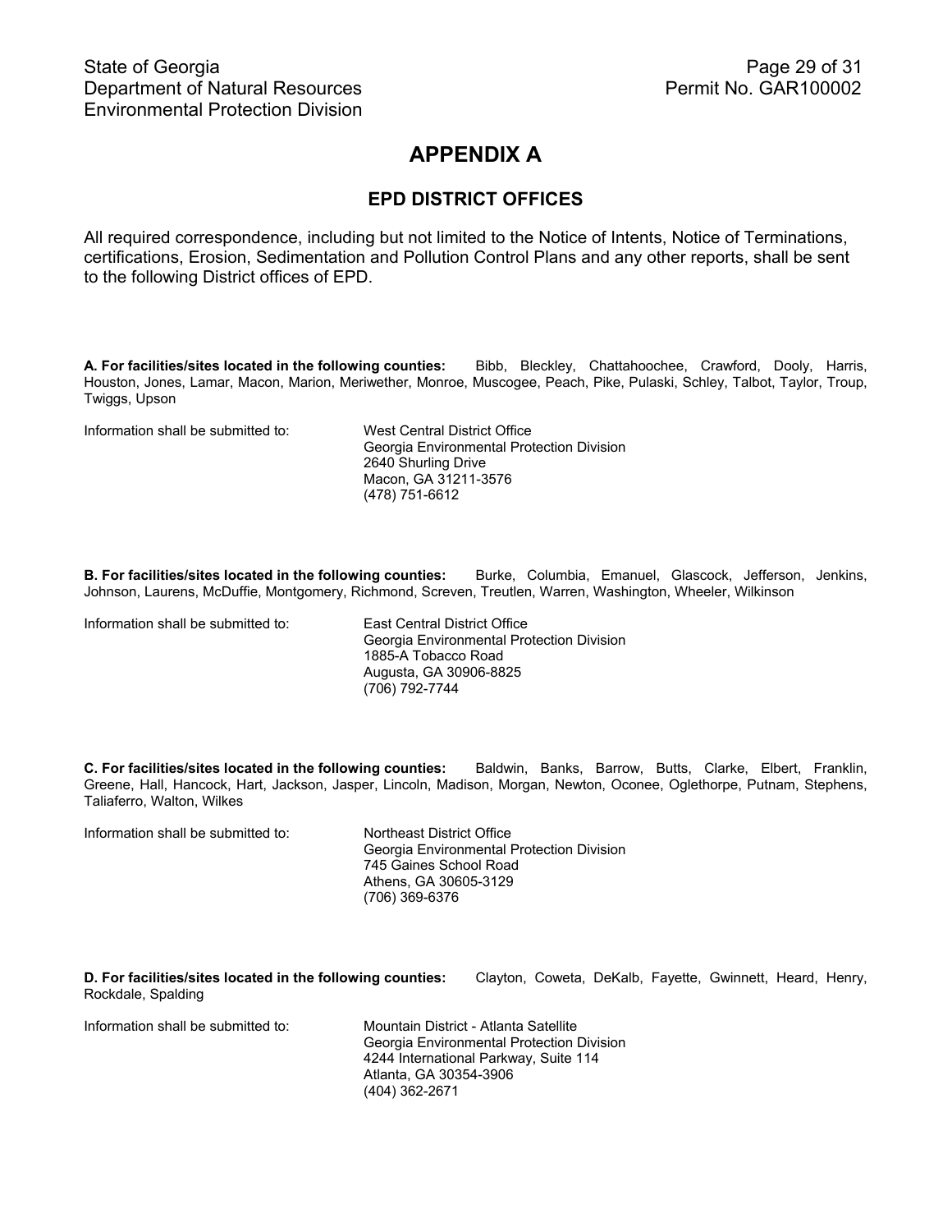# APPENDIX A

## EPD DISTRICT OFFICES

All required correspondence, including but not limited to the Notice of Intents, Notice of Terminations, certifications, Erosion, Sedimentation and Pollution Control Plans and any other reports, shall be sent to the following District offices of EPD.

**A. For facilities/sites located in the following counties:** Bibb, Bleckley, Chattahoochee, Crawford, Dooly, Harris, Houston, Jones, Lamar, Macon, Marion, Meriwether, Monroe, Muscogee, Peach, Pike, Pulaski, Schley, Talbot, Taylor, Troup, Twiggs, Upson

Information shall be submitted to:

West Central District Office
Georgia Environmental Protection Division
2640 Shurling Drive
Macon, GA 31211-3576
(478) 751-6612

**B. For facilities/sites located in the following counties:** Burke, Columbia, Emanuel, Glascock, Jefferson, Jenkins, Johnson, Laurens, McDuffie, Montgomery, Richmond, Screven, Treutlen, Warren, Washington, Wheeler, Wilkinson

Information shall be submitted to:

East Central District Office
Georgia Environmental Protection Division
1885-A Tobacco Road
Augusta, GA 30906-8825
(706) 792-7744

**C. For facilities/sites located in the following counties:** Baldwin, Banks, Barrow, Butts, Clarke, Elbert, Franklin, Greene, Hall, Hancock, Hart, Jackson, Jasper, Lincoln, Madison, Morgan, Newton, Oconee, Oglethorpe, Putnam, Stephens, Taliaferro, Walton, Wilkes

Information shall be submitted to:

Northeast District Office
Georgia Environmental Protection Division
745 Gaines School Road
Athens, GA 30605-3129
(706) 369-6376

**D. For facilities/sites located in the following counties:** Clayton, Coweta, DeKalb, Fayette, Gwinnett, Heard, Henry, Rockdale, Spalding

Information shall be submitted to:

Mountain District - Atlanta Satellite
Georgia Environmental Protection Division
4244 International Parkway, Suite 114
Atlanta, GA 30354-3906
(404) 362-2671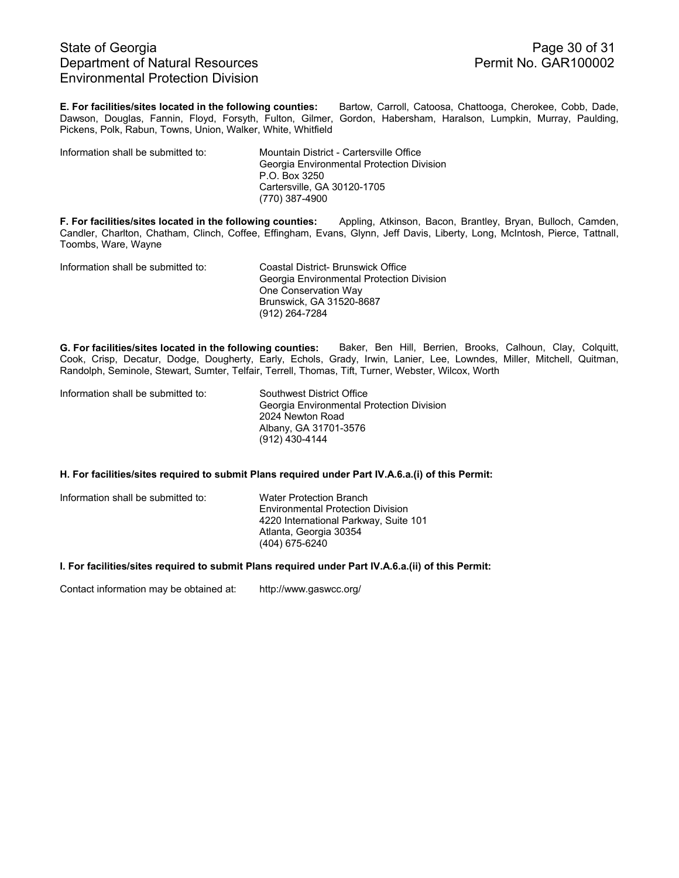**E. For facilities/sites located in the following counties:** Bartow, Carroll, Catoosa, Chattooga, Cherokee, Cobb, Dade, Dawson, Douglas, Fannin, Floyd, Forsyth, Fulton, Gilmer, Gordon, Habersham, Haralson, Lumpkin, Murray, Paulding, Pickens, Polk, Rabun, Towns, Union, Walker, White, Whitfield

Information shall be submitted to:

Mountain District - Cartersville Office
Georgia Environmental Protection Division
P.O. Box 3250
Cartersville, GA 30120-1705
(770) 387-4900

**F. For facilities/sites located in the following counties:** Appling, Atkinson, Bacon, Brantley, Bryan, Bulloch, Camden, Candler, Charlton, Chatham, Clinch, Coffee, Effingham, Evans, Glynn, Jeff Davis, Liberty, Long, McIntosh, Pierce, Tattnall, Toombs, Ware, Wayne

Information shall be submitted to:

Coastal District- Brunswick Office
Georgia Environmental Protection Division
One Conservation Way
Brunswick, GA 31520-8687
(912) 264-7284

**G. For facilities/sites located in the following counties:** Baker, Ben Hill, Berrien, Brooks, Calhoun, Clay, Colquitt, Cook, Crisp, Decatur, Dodge, Dougherty, Early, Echols, Grady, Irwin, Lanier, Lee, Lowndes, Miller, Mitchell, Quitman, Randolph, Seminole, Stewart, Sumter, Telfair, Terrell, Thomas, Tift, Turner, Webster, Wilcox, Worth

Information shall be submitted to:

Southwest District Office
Georgia Environmental Protection Division
2024 Newton Road
Albany, GA 31701-3576
(912) 430-4144

**H. For facilities/sites required to submit Plans required under Part IV.A.6.a.(i) of this Permit:**

Information shall be submitted to:

Water Protection Branch
Environmental Protection Division
4220 International Parkway, Suite 101
Atlanta, Georgia 30354
(404) 675-6240

**I. For facilities/sites required to submit Plans required under Part IV.A.6.a.(ii) of this Permit:**

Contact information may be obtained at: http://www.gaswcc.org/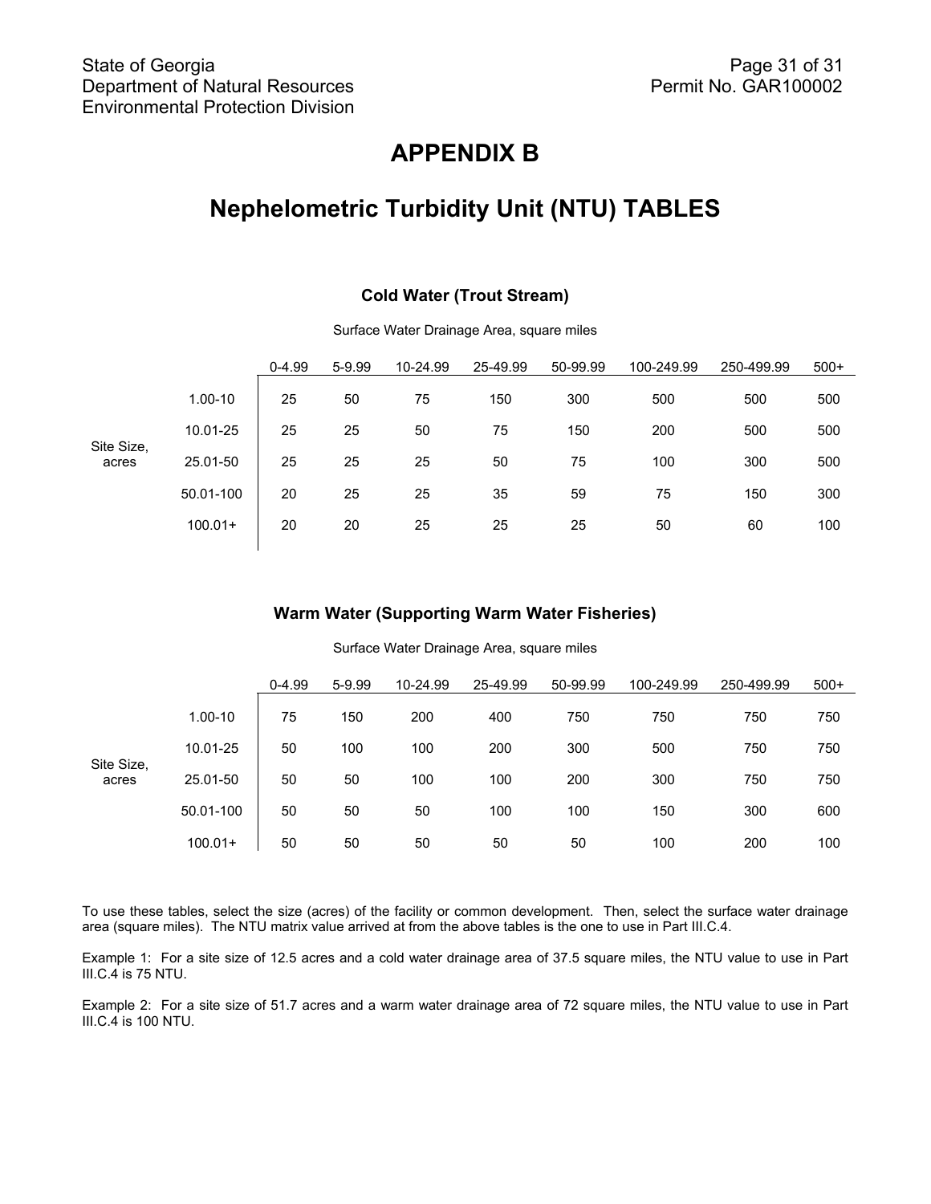# APPENDIX B

# Nephelometric Turbidity Unit (NTU) TABLES

### Cold Water (Trout Stream)

Surface Water Drainage Area, square miles

| Site Size, acres | | 0-4.99 | 5-9.99 | 10-24.99 | 25-49.99 | 50-99.99 | 100-249.99 | 250-499.99 | 500+ |
|---|---|---|---|---|---|---|---|---|---|
| | 1.00-10 | 25 | 50 | 75 | 150 | 300 | 500 | 500 | 500 |
| | 10.01-25 | 25 | 25 | 50 | 75 | 150 | 200 | 500 | 500 |
| | 25.01-50 | 25 | 25 | 25 | 50 | 75 | 100 | 300 | 500 |
| | 50.01-100 | 20 | 25 | 25 | 35 | 59 | 75 | 150 | 300 |
| | 100.01+ | 20 | 20 | 25 | 25 | 25 | 50 | 60 | 100 |

### Warm Water (Supporting Warm Water Fisheries)

Surface Water Drainage Area, square miles

| Site Size, acres | | 0-4.99 | 5-9.99 | 10-24.99 | 25-49.99 | 50-99.99 | 100-249.99 | 250-499.99 | 500+ |
|---|---|---|---|---|---|---|---|---|---|
| | 1.00-10 | 75 | 150 | 200 | 400 | 750 | 750 | 750 | 750 |
| | 10.01-25 | 50 | 100 | 100 | 200 | 300 | 500 | 750 | 750 |
| | 25.01-50 | 50 | 50 | 100 | 100 | 200 | 300 | 750 | 750 |
| | 50.01-100 | 50 | 50 | 50 | 100 | 100 | 150 | 300 | 600 |
| | 100.01+ | 50 | 50 | 50 | 50 | 50 | 100 | 200 | 100 |

To use these tables, select the size (acres) of the facility or common development. Then, select the surface water drainage area (square miles). The NTU matrix value arrived at from the above tables is the one to use in Part III.C.4.

Example 1: For a site size of 12.5 acres and a cold water drainage area of 37.5 square miles, the NTU value to use in Part III.C.4 is 75 NTU.

Example 2: For a site size of 51.7 acres and a warm water drainage area of 72 square miles, the NTU value to use in Part III.C.4 is 100 NTU.